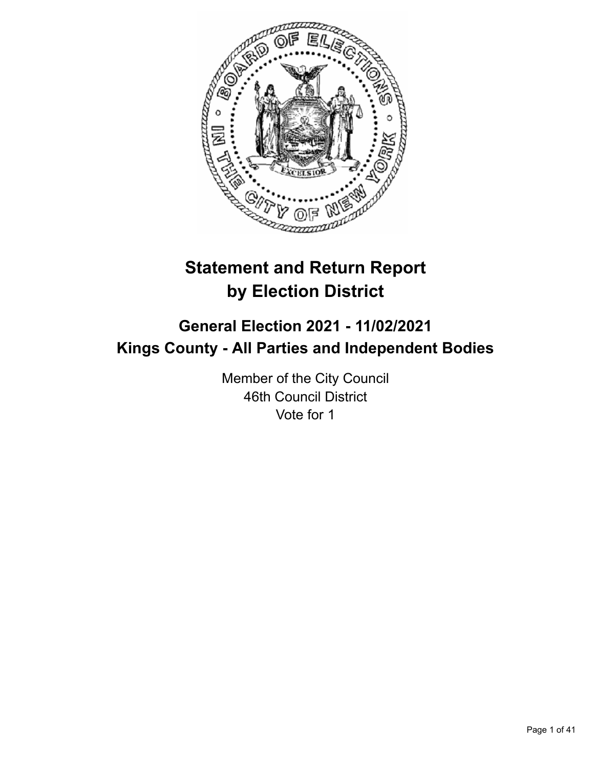# Statement and Return Report by Election District

## General Election 2021 - 11/02/2021
## Kings County - All Parties and Independent Bodies

Member of the City Council
46th Council District
Vote for 1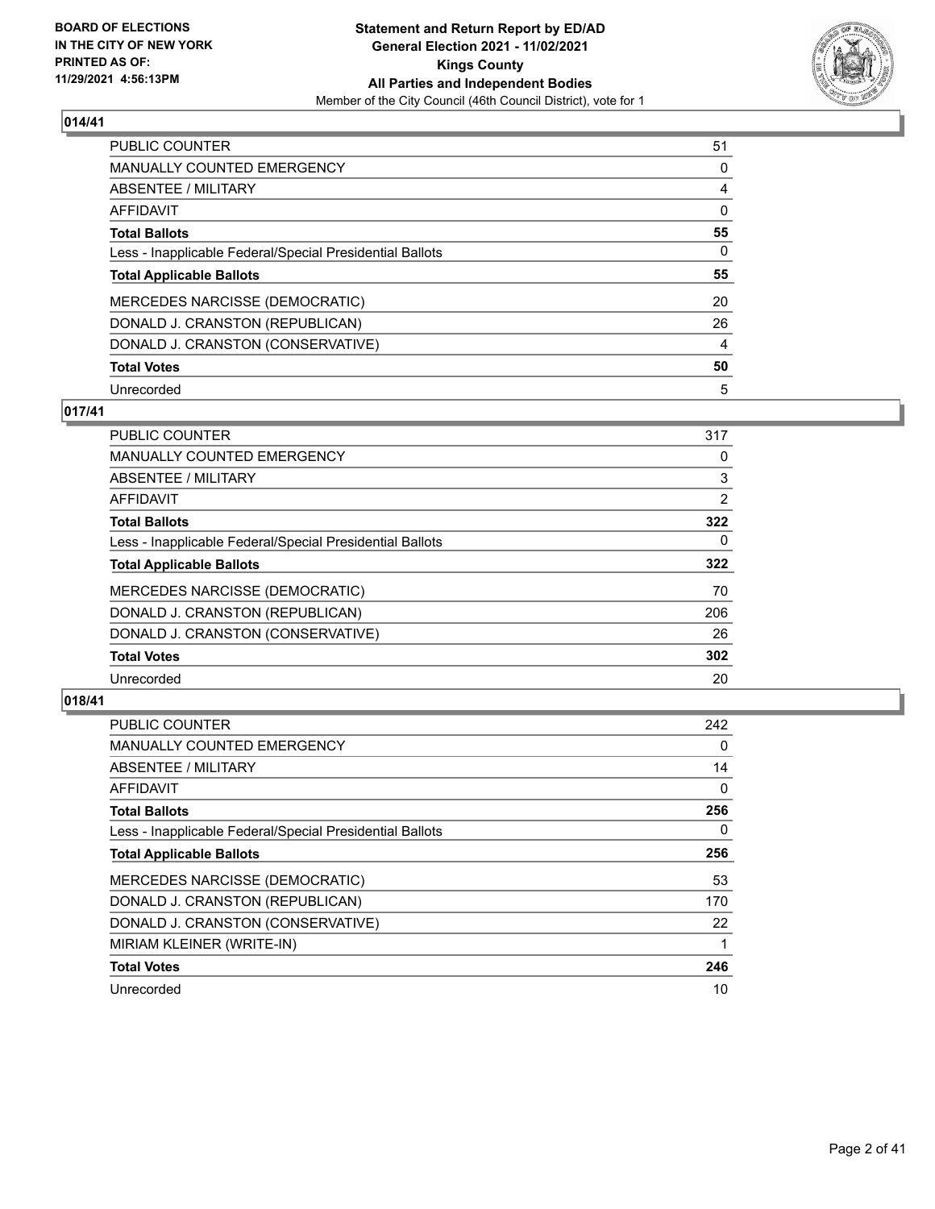**Statement and Return Report by ED/AD**
**General Election 2021 - 11/02/2021**
**Kings County**
**All Parties and Independent Bodies**
Member of the City Council (46th Council District), vote for 1

BOARD OF ELECTIONS
IN THE CITY OF NEW YORK
PRINTED AS OF:
11/29/2021 4:56:13PM

## 014/41

| | |
|---|---|
| PUBLIC COUNTER | 51 |
| MANUALLY COUNTED EMERGENCY | 0 |
| ABSENTEE / MILITARY | 4 |
| AFFIDAVIT | 0 |
| **Total Ballots** | **55** |
| Less - Inapplicable Federal/Special Presidential Ballots | 0 |
| **Total Applicable Ballots** | **55** |
| MERCEDES NARCISSE (DEMOCRATIC) | 20 |
| DONALD J. CRANSTON (REPUBLICAN) | 26 |
| DONALD J. CRANSTON (CONSERVATIVE) | 4 |
| **Total Votes** | **50** |
| Unrecorded | 5 |

## 017/41

| | |
|---|---|
| PUBLIC COUNTER | 317 |
| MANUALLY COUNTED EMERGENCY | 0 |
| ABSENTEE / MILITARY | 3 |
| AFFIDAVIT | 2 |
| **Total Ballots** | **322** |
| Less - Inapplicable Federal/Special Presidential Ballots | 0 |
| **Total Applicable Ballots** | **322** |
| MERCEDES NARCISSE (DEMOCRATIC) | 70 |
| DONALD J. CRANSTON (REPUBLICAN) | 206 |
| DONALD J. CRANSTON (CONSERVATIVE) | 26 |
| **Total Votes** | **302** |
| Unrecorded | 20 |

## 018/41

| | |
|---|---|
| PUBLIC COUNTER | 242 |
| MANUALLY COUNTED EMERGENCY | 0 |
| ABSENTEE / MILITARY | 14 |
| AFFIDAVIT | 0 |
| **Total Ballots** | **256** |
| Less - Inapplicable Federal/Special Presidential Ballots | 0 |
| **Total Applicable Ballots** | **256** |
| MERCEDES NARCISSE (DEMOCRATIC) | 53 |
| DONALD J. CRANSTON (REPUBLICAN) | 170 |
| DONALD J. CRANSTON (CONSERVATIVE) | 22 |
| MIRIAM KLEINER (WRITE-IN) | 1 |
| **Total Votes** | **246** |
| Unrecorded | 10 |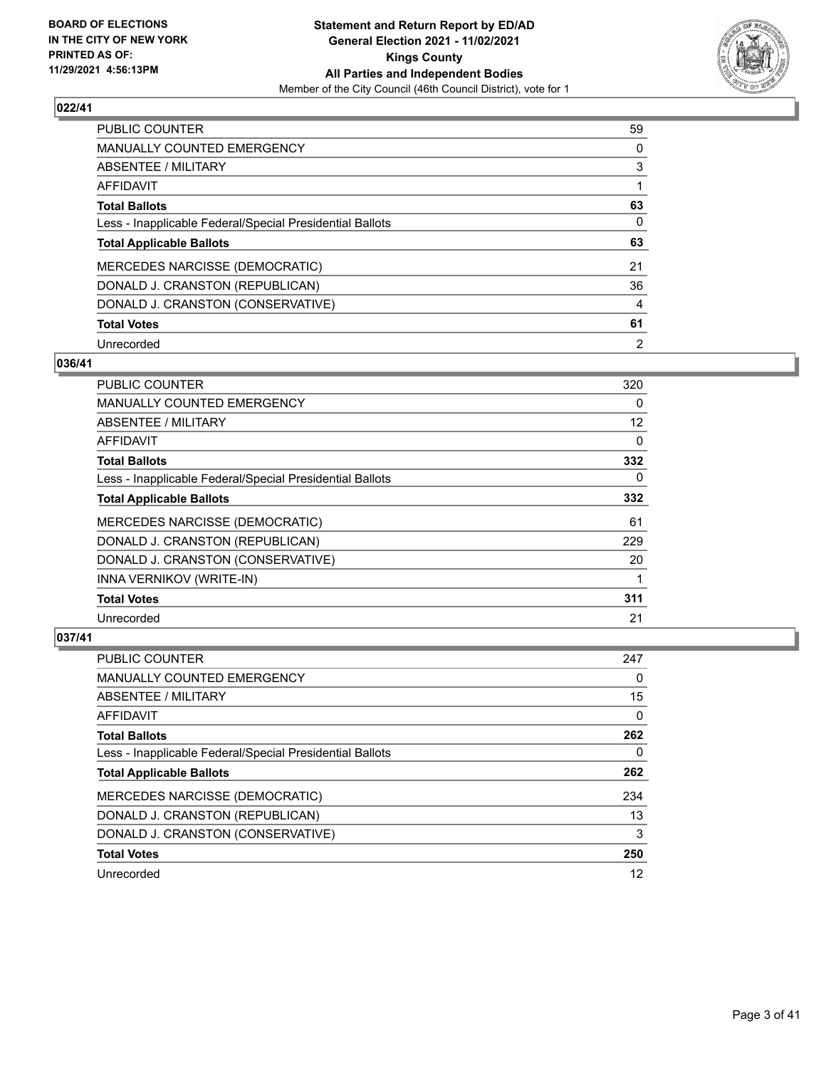**BOARD OF ELECTIONS IN THE CITY OF NEW YORK PRINTED AS OF: 11/29/2021 4:56:13PM**

**Statement and Return Report by ED/AD General Election 2021 - 11/02/2021 Kings County All Parties and Independent Bodies**

Member of the City Council (46th Council District), vote for 1

## 022/41

| | |
|---|---|
| PUBLIC COUNTER | 59 |
| MANUALLY COUNTED EMERGENCY | 0 |
| ABSENTEE / MILITARY | 3 |
| AFFIDAVIT | 1 |
| **Total Ballots** | **63** |
| Less - Inapplicable Federal/Special Presidential Ballots | 0 |
| **Total Applicable Ballots** | **63** |
| MERCEDES NARCISSE (DEMOCRATIC) | 21 |
| DONALD J. CRANSTON (REPUBLICAN) | 36 |
| DONALD J. CRANSTON (CONSERVATIVE) | 4 |
| **Total Votes** | **61** |
| Unrecorded | 2 |

## 036/41

| | |
|---|---|
| PUBLIC COUNTER | 320 |
| MANUALLY COUNTED EMERGENCY | 0 |
| ABSENTEE / MILITARY | 12 |
| AFFIDAVIT | 0 |
| **Total Ballots** | **332** |
| Less - Inapplicable Federal/Special Presidential Ballots | 0 |
| **Total Applicable Ballots** | **332** |
| MERCEDES NARCISSE (DEMOCRATIC) | 61 |
| DONALD J. CRANSTON (REPUBLICAN) | 229 |
| DONALD J. CRANSTON (CONSERVATIVE) | 20 |
| INNA VERNIKOV (WRITE-IN) | 1 |
| **Total Votes** | **311** |
| Unrecorded | 21 |

## 037/41

| | |
|---|---|
| PUBLIC COUNTER | 247 |
| MANUALLY COUNTED EMERGENCY | 0 |
| ABSENTEE / MILITARY | 15 |
| AFFIDAVIT | 0 |
| **Total Ballots** | **262** |
| Less - Inapplicable Federal/Special Presidential Ballots | 0 |
| **Total Applicable Ballots** | **262** |
| MERCEDES NARCISSE (DEMOCRATIC) | 234 |
| DONALD J. CRANSTON (REPUBLICAN) | 13 |
| DONALD J. CRANSTON (CONSERVATIVE) | 3 |
| **Total Votes** | **250** |
| Unrecorded | 12 |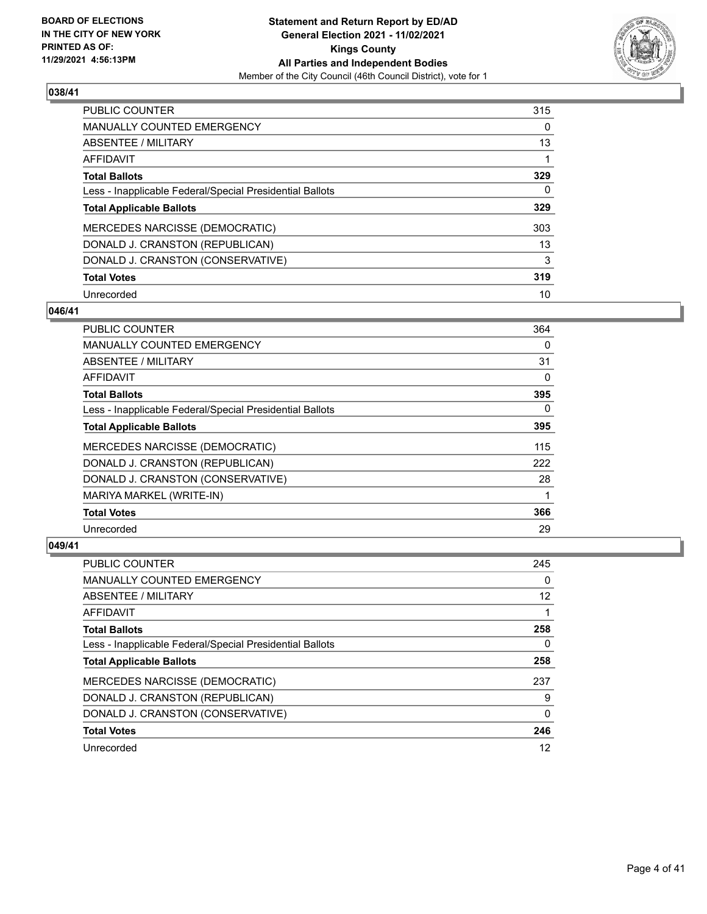## 038/41

| | |
|---|---|
| PUBLIC COUNTER | 315 |
| MANUALLY COUNTED EMERGENCY | 0 |
| ABSENTEE / MILITARY | 13 |
| AFFIDAVIT | 1 |
| **Total Ballots** | **329** |
| Less - Inapplicable Federal/Special Presidential Ballots | 0 |
| **Total Applicable Ballots** | **329** |
| MERCEDES NARCISSE (DEMOCRATIC) | 303 |
| DONALD J. CRANSTON (REPUBLICAN) | 13 |
| DONALD J. CRANSTON (CONSERVATIVE) | 3 |
| **Total Votes** | **319** |
| Unrecorded | 10 |

## 046/41

| | |
|---|---|
| PUBLIC COUNTER | 364 |
| MANUALLY COUNTED EMERGENCY | 0 |
| ABSENTEE / MILITARY | 31 |
| AFFIDAVIT | 0 |
| **Total Ballots** | **395** |
| Less - Inapplicable Federal/Special Presidential Ballots | 0 |
| **Total Applicable Ballots** | **395** |
| MERCEDES NARCISSE (DEMOCRATIC) | 115 |
| DONALD J. CRANSTON (REPUBLICAN) | 222 |
| DONALD J. CRANSTON (CONSERVATIVE) | 28 |
| MARIYA MARKEL (WRITE-IN) | 1 |
| **Total Votes** | **366** |
| Unrecorded | 29 |

## 049/41

| | |
|---|---|
| PUBLIC COUNTER | 245 |
| MANUALLY COUNTED EMERGENCY | 0 |
| ABSENTEE / MILITARY | 12 |
| AFFIDAVIT | 1 |
| **Total Ballots** | **258** |
| Less - Inapplicable Federal/Special Presidential Ballots | 0 |
| **Total Applicable Ballots** | **258** |
| MERCEDES NARCISSE (DEMOCRATIC) | 237 |
| DONALD J. CRANSTON (REPUBLICAN) | 9 |
| DONALD J. CRANSTON (CONSERVATIVE) | 0 |
| **Total Votes** | **246** |
| Unrecorded | 12 |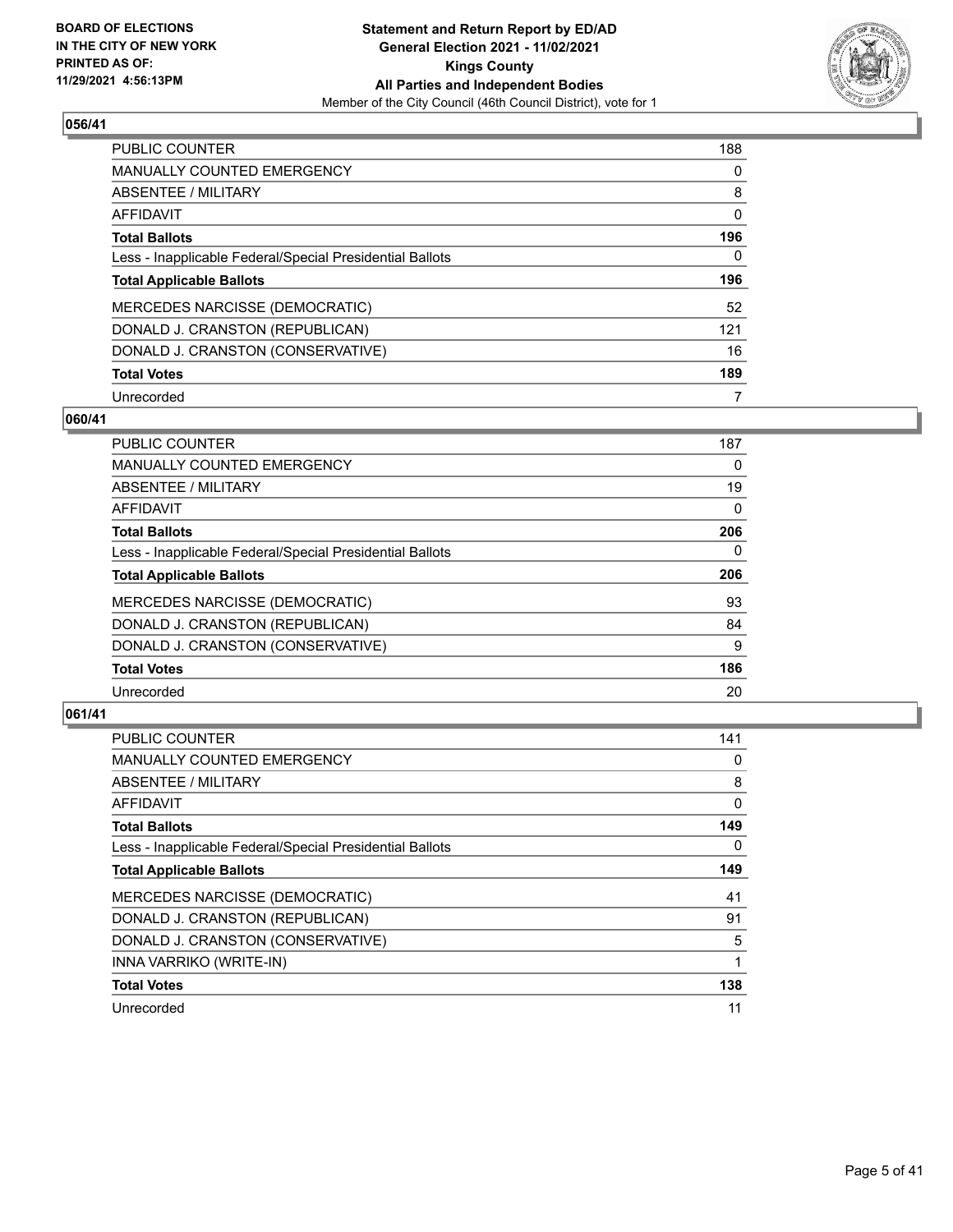**Statement and Return Report by ED/AD**
**General Election 2021 - 11/02/2021**
**Kings County**
**All Parties and Independent Bodies**
Member of the City Council (46th Council District), vote for 1

BOARD OF ELECTIONS
IN THE CITY OF NEW YORK
PRINTED AS OF:
11/29/2021 4:56:13PM

### 056/41

| | |
|---|---|
| PUBLIC COUNTER | 188 |
| MANUALLY COUNTED EMERGENCY | 0 |
| ABSENTEE / MILITARY | 8 |
| AFFIDAVIT | 0 |
| **Total Ballots** | **196** |
| Less - Inapplicable Federal/Special Presidential Ballots | 0 |
| **Total Applicable Ballots** | **196** |
| MERCEDES NARCISSE (DEMOCRATIC) | 52 |
| DONALD J. CRANSTON (REPUBLICAN) | 121 |
| DONALD J. CRANSTON (CONSERVATIVE) | 16 |
| **Total Votes** | **189** |
| Unrecorded | 7 |

### 060/41

| | |
|---|---|
| PUBLIC COUNTER | 187 |
| MANUALLY COUNTED EMERGENCY | 0 |
| ABSENTEE / MILITARY | 19 |
| AFFIDAVIT | 0 |
| **Total Ballots** | **206** |
| Less - Inapplicable Federal/Special Presidential Ballots | 0 |
| **Total Applicable Ballots** | **206** |
| MERCEDES NARCISSE (DEMOCRATIC) | 93 |
| DONALD J. CRANSTON (REPUBLICAN) | 84 |
| DONALD J. CRANSTON (CONSERVATIVE) | 9 |
| **Total Votes** | **186** |
| Unrecorded | 20 |

### 061/41

| | |
|---|---|
| PUBLIC COUNTER | 141 |
| MANUALLY COUNTED EMERGENCY | 0 |
| ABSENTEE / MILITARY | 8 |
| AFFIDAVIT | 0 |
| **Total Ballots** | **149** |
| Less - Inapplicable Federal/Special Presidential Ballots | 0 |
| **Total Applicable Ballots** | **149** |
| MERCEDES NARCISSE (DEMOCRATIC) | 41 |
| DONALD J. CRANSTON (REPUBLICAN) | 91 |
| DONALD J. CRANSTON (CONSERVATIVE) | 5 |
| INNA VARRIKO (WRITE-IN) | 1 |
| **Total Votes** | **138** |
| Unrecorded | 11 |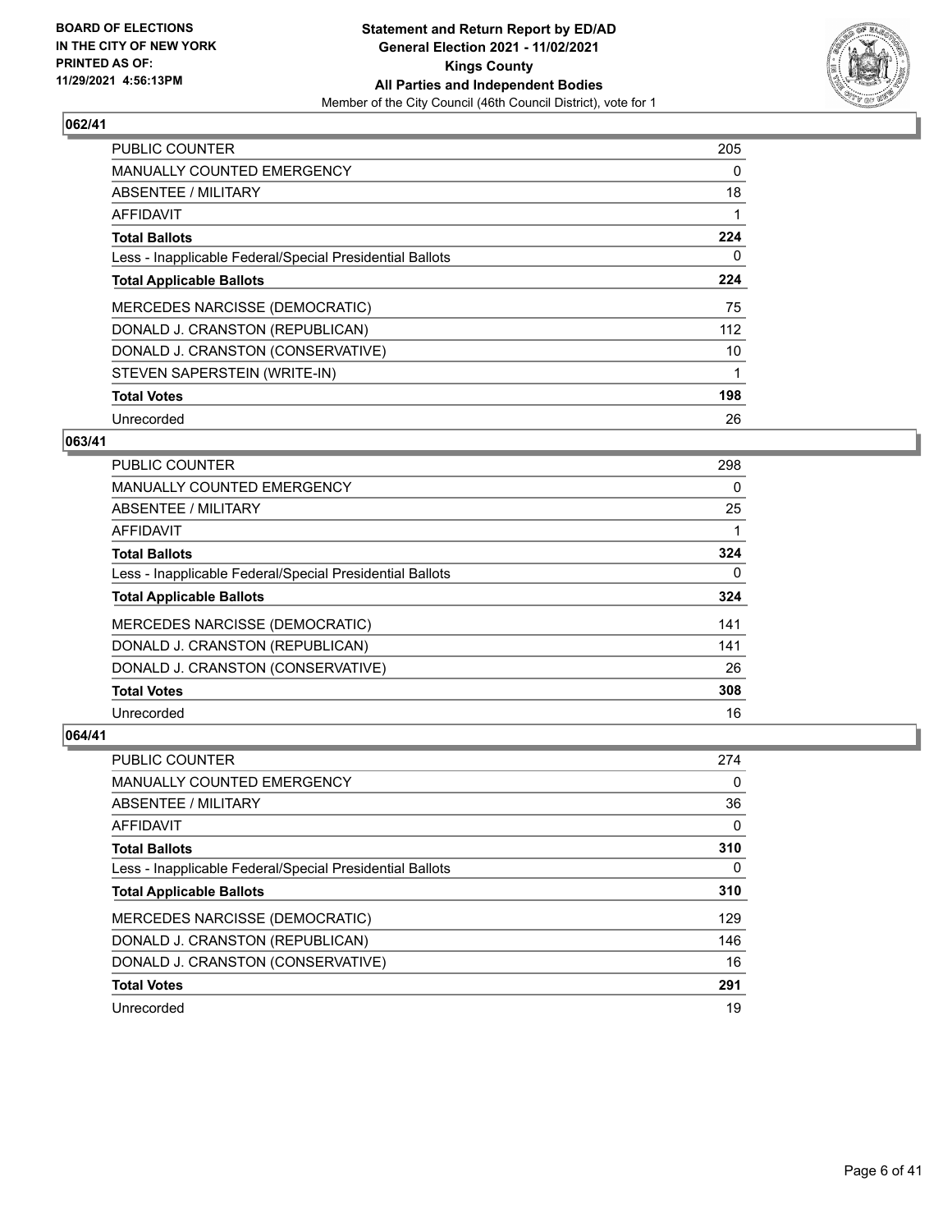**BOARD OF ELECTIONS IN THE CITY OF NEW YORK PRINTED AS OF: 11/29/2021 4:56:13PM**

**Statement and Return Report by ED/AD General Election 2021 - 11/02/2021 Kings County All Parties and Independent Bodies**

Member of the City Council (46th Council District), vote for 1

### 062/41

| | |
|---|---|
| PUBLIC COUNTER | 205 |
| MANUALLY COUNTED EMERGENCY | 0 |
| ABSENTEE / MILITARY | 18 |
| AFFIDAVIT | 1 |
| **Total Ballots** | **224** |
| Less - Inapplicable Federal/Special Presidential Ballots | 0 |
| **Total Applicable Ballots** | **224** |
| MERCEDES NARCISSE (DEMOCRATIC) | 75 |
| DONALD J. CRANSTON (REPUBLICAN) | 112 |
| DONALD J. CRANSTON (CONSERVATIVE) | 10 |
| STEVEN SAPERSTEIN (WRITE-IN) | 1 |
| **Total Votes** | **198** |
| Unrecorded | 26 |

### 063/41

| | |
|---|---|
| PUBLIC COUNTER | 298 |
| MANUALLY COUNTED EMERGENCY | 0 |
| ABSENTEE / MILITARY | 25 |
| AFFIDAVIT | 1 |
| **Total Ballots** | **324** |
| Less - Inapplicable Federal/Special Presidential Ballots | 0 |
| **Total Applicable Ballots** | **324** |
| MERCEDES NARCISSE (DEMOCRATIC) | 141 |
| DONALD J. CRANSTON (REPUBLICAN) | 141 |
| DONALD J. CRANSTON (CONSERVATIVE) | 26 |
| **Total Votes** | **308** |
| Unrecorded | 16 |

### 064/41

| | |
|---|---|
| PUBLIC COUNTER | 274 |
| MANUALLY COUNTED EMERGENCY | 0 |
| ABSENTEE / MILITARY | 36 |
| AFFIDAVIT | 0 |
| **Total Ballots** | **310** |
| Less - Inapplicable Federal/Special Presidential Ballots | 0 |
| **Total Applicable Ballots** | **310** |
| MERCEDES NARCISSE (DEMOCRATIC) | 129 |
| DONALD J. CRANSTON (REPUBLICAN) | 146 |
| DONALD J. CRANSTON (CONSERVATIVE) | 16 |
| **Total Votes** | **291** |
| Unrecorded | 19 |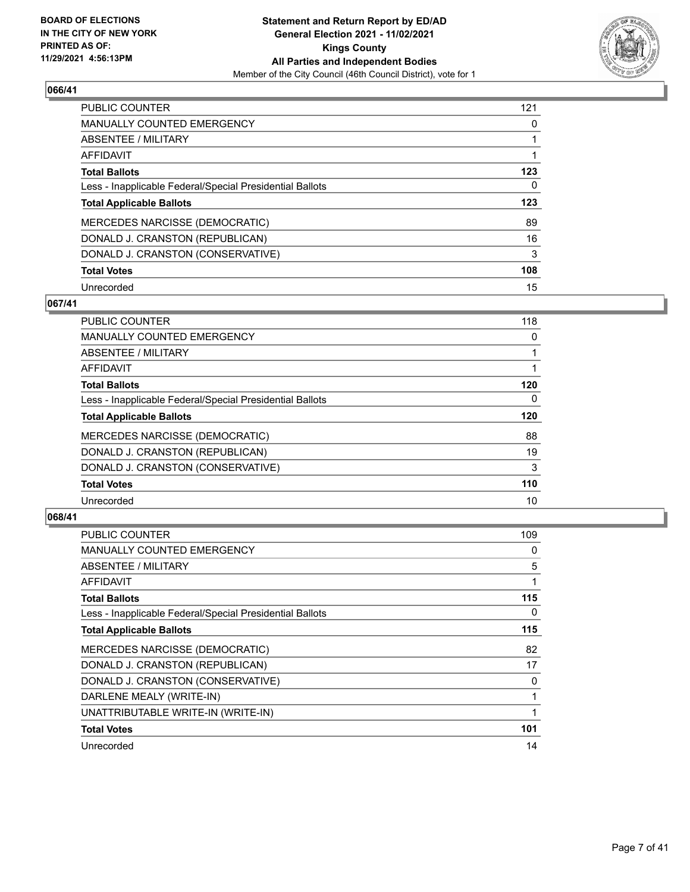## 066/41

| | |
|---|---|
| PUBLIC COUNTER | 121 |
| MANUALLY COUNTED EMERGENCY | 0 |
| ABSENTEE / MILITARY | 1 |
| AFFIDAVIT | 1 |
| **Total Ballots** | **123** |
| Less - Inapplicable Federal/Special Presidential Ballots | 0 |
| **Total Applicable Ballots** | **123** |
| MERCEDES NARCISSE (DEMOCRATIC) | 89 |
| DONALD J. CRANSTON (REPUBLICAN) | 16 |
| DONALD J. CRANSTON (CONSERVATIVE) | 3 |
| **Total Votes** | **108** |
| Unrecorded | 15 |

## 067/41

| | |
|---|---|
| PUBLIC COUNTER | 118 |
| MANUALLY COUNTED EMERGENCY | 0 |
| ABSENTEE / MILITARY | 1 |
| AFFIDAVIT | 1 |
| **Total Ballots** | **120** |
| Less - Inapplicable Federal/Special Presidential Ballots | 0 |
| **Total Applicable Ballots** | **120** |
| MERCEDES NARCISSE (DEMOCRATIC) | 88 |
| DONALD J. CRANSTON (REPUBLICAN) | 19 |
| DONALD J. CRANSTON (CONSERVATIVE) | 3 |
| **Total Votes** | **110** |
| Unrecorded | 10 |

## 068/41

| | |
|---|---|
| PUBLIC COUNTER | 109 |
| MANUALLY COUNTED EMERGENCY | 0 |
| ABSENTEE / MILITARY | 5 |
| AFFIDAVIT | 1 |
| **Total Ballots** | **115** |
| Less - Inapplicable Federal/Special Presidential Ballots | 0 |
| **Total Applicable Ballots** | **115** |
| MERCEDES NARCISSE (DEMOCRATIC) | 82 |
| DONALD J. CRANSTON (REPUBLICAN) | 17 |
| DONALD J. CRANSTON (CONSERVATIVE) | 0 |
| DARLENE MEALY (WRITE-IN) | 1 |
| UNATTRIBUTABLE WRITE-IN (WRITE-IN) | 1 |
| **Total Votes** | **101** |
| Unrecorded | 14 |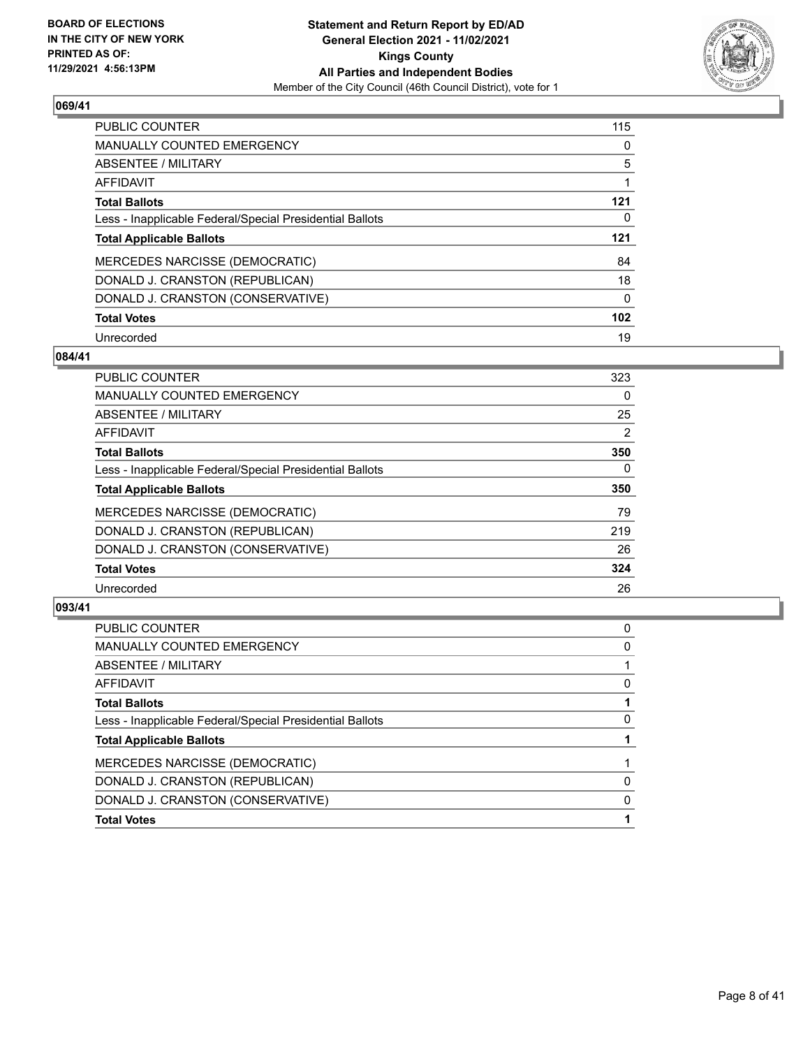**BOARD OF ELECTIONS IN THE CITY OF NEW YORK PRINTED AS OF: 11/29/2021 4:56:13PM**

**Statement and Return Report by ED/AD**
**General Election 2021 - 11/02/2021**
**Kings County**
**All Parties and Independent Bodies**
Member of the City Council (46th Council District), vote for 1

### 069/41

| | |
|---|---|
| PUBLIC COUNTER | 115 |
| MANUALLY COUNTED EMERGENCY | 0 |
| ABSENTEE / MILITARY | 5 |
| AFFIDAVIT | 1 |
| **Total Ballots** | **121** |
| Less - Inapplicable Federal/Special Presidential Ballots | 0 |
| **Total Applicable Ballots** | **121** |
| MERCEDES NARCISSE (DEMOCRATIC) | 84 |
| DONALD J. CRANSTON (REPUBLICAN) | 18 |
| DONALD J. CRANSTON (CONSERVATIVE) | 0 |
| **Total Votes** | **102** |
| Unrecorded | 19 |

### 084/41

| | |
|---|---|
| PUBLIC COUNTER | 323 |
| MANUALLY COUNTED EMERGENCY | 0 |
| ABSENTEE / MILITARY | 25 |
| AFFIDAVIT | 2 |
| **Total Ballots** | **350** |
| Less - Inapplicable Federal/Special Presidential Ballots | 0 |
| **Total Applicable Ballots** | **350** |
| MERCEDES NARCISSE (DEMOCRATIC) | 79 |
| DONALD J. CRANSTON (REPUBLICAN) | 219 |
| DONALD J. CRANSTON (CONSERVATIVE) | 26 |
| **Total Votes** | **324** |
| Unrecorded | 26 |

### 093/41

| | |
|---|---|
| PUBLIC COUNTER | 0 |
| MANUALLY COUNTED EMERGENCY | 0 |
| ABSENTEE / MILITARY | 1 |
| AFFIDAVIT | 0 |
| **Total Ballots** | **1** |
| Less - Inapplicable Federal/Special Presidential Ballots | 0 |
| **Total Applicable Ballots** | **1** |
| MERCEDES NARCISSE (DEMOCRATIC) | 1 |
| DONALD J. CRANSTON (REPUBLICAN) | 0 |
| DONALD J. CRANSTON (CONSERVATIVE) | 0 |
| **Total Votes** | **1** |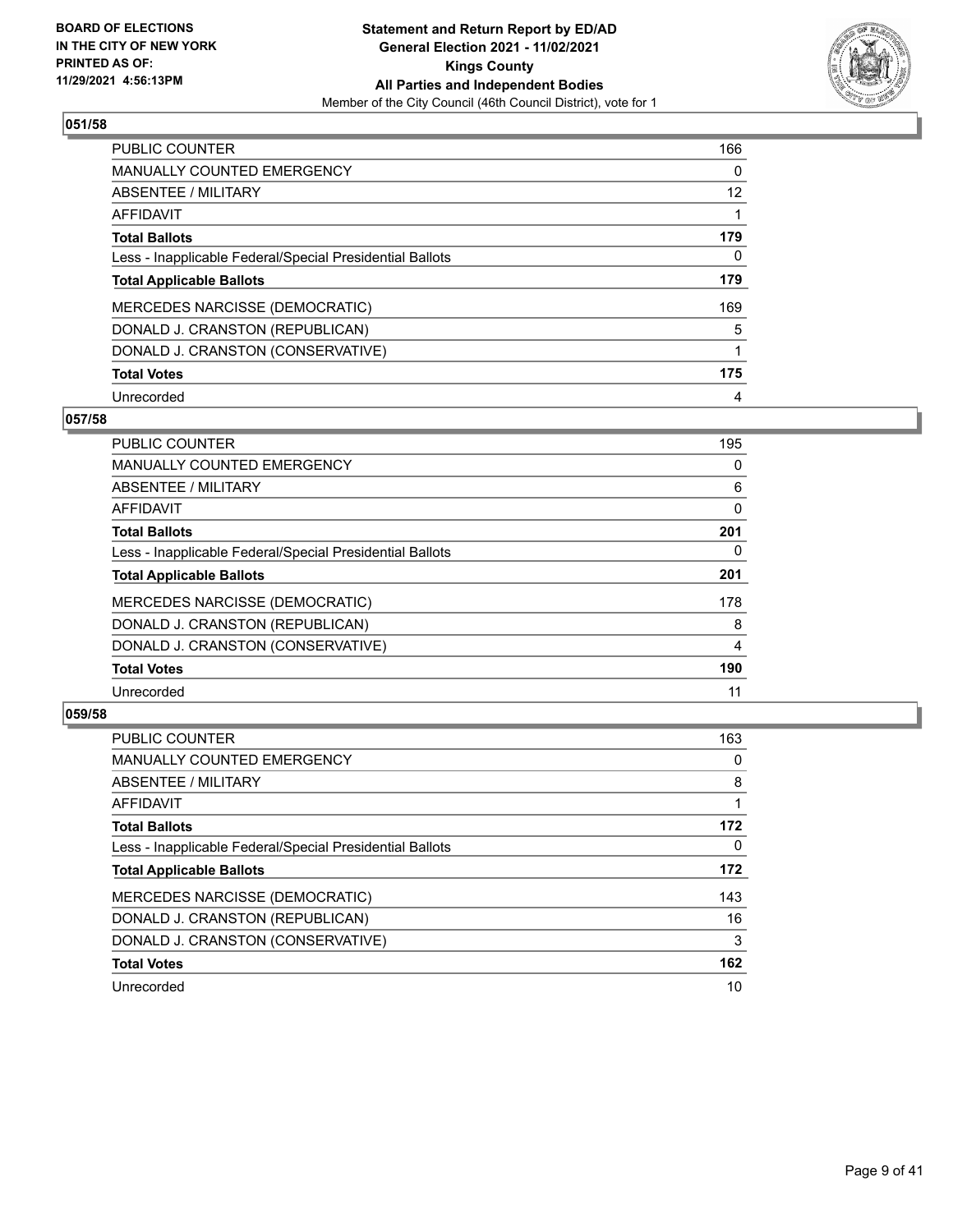**BOARD OF ELECTIONS IN THE CITY OF NEW YORK PRINTED AS OF: 11/29/2021 4:56:13PM**

**Statement and Return Report by ED/AD General Election 2021 - 11/02/2021 Kings County All Parties and Independent Bodies**
Member of the City Council (46th Council District), vote for 1

## 051/58

| | |
|---|---|
| PUBLIC COUNTER | 166 |
| MANUALLY COUNTED EMERGENCY | 0 |
| ABSENTEE / MILITARY | 12 |
| AFFIDAVIT | 1 |
| **Total Ballots** | **179** |
| Less - Inapplicable Federal/Special Presidential Ballots | 0 |
| **Total Applicable Ballots** | **179** |
| MERCEDES NARCISSE (DEMOCRATIC) | 169 |
| DONALD J. CRANSTON (REPUBLICAN) | 5 |
| DONALD J. CRANSTON (CONSERVATIVE) | 1 |
| **Total Votes** | **175** |
| Unrecorded | 4 |

## 057/58

| | |
|---|---|
| PUBLIC COUNTER | 195 |
| MANUALLY COUNTED EMERGENCY | 0 |
| ABSENTEE / MILITARY | 6 |
| AFFIDAVIT | 0 |
| **Total Ballots** | **201** |
| Less - Inapplicable Federal/Special Presidential Ballots | 0 |
| **Total Applicable Ballots** | **201** |
| MERCEDES NARCISSE (DEMOCRATIC) | 178 |
| DONALD J. CRANSTON (REPUBLICAN) | 8 |
| DONALD J. CRANSTON (CONSERVATIVE) | 4 |
| **Total Votes** | **190** |
| Unrecorded | 11 |

## 059/58

| | |
|---|---|
| PUBLIC COUNTER | 163 |
| MANUALLY COUNTED EMERGENCY | 0 |
| ABSENTEE / MILITARY | 8 |
| AFFIDAVIT | 1 |
| **Total Ballots** | **172** |
| Less - Inapplicable Federal/Special Presidential Ballots | 0 |
| **Total Applicable Ballots** | **172** |
| MERCEDES NARCISSE (DEMOCRATIC) | 143 |
| DONALD J. CRANSTON (REPUBLICAN) | 16 |
| DONALD J. CRANSTON (CONSERVATIVE) | 3 |
| **Total Votes** | **162** |
| Unrecorded | 10 |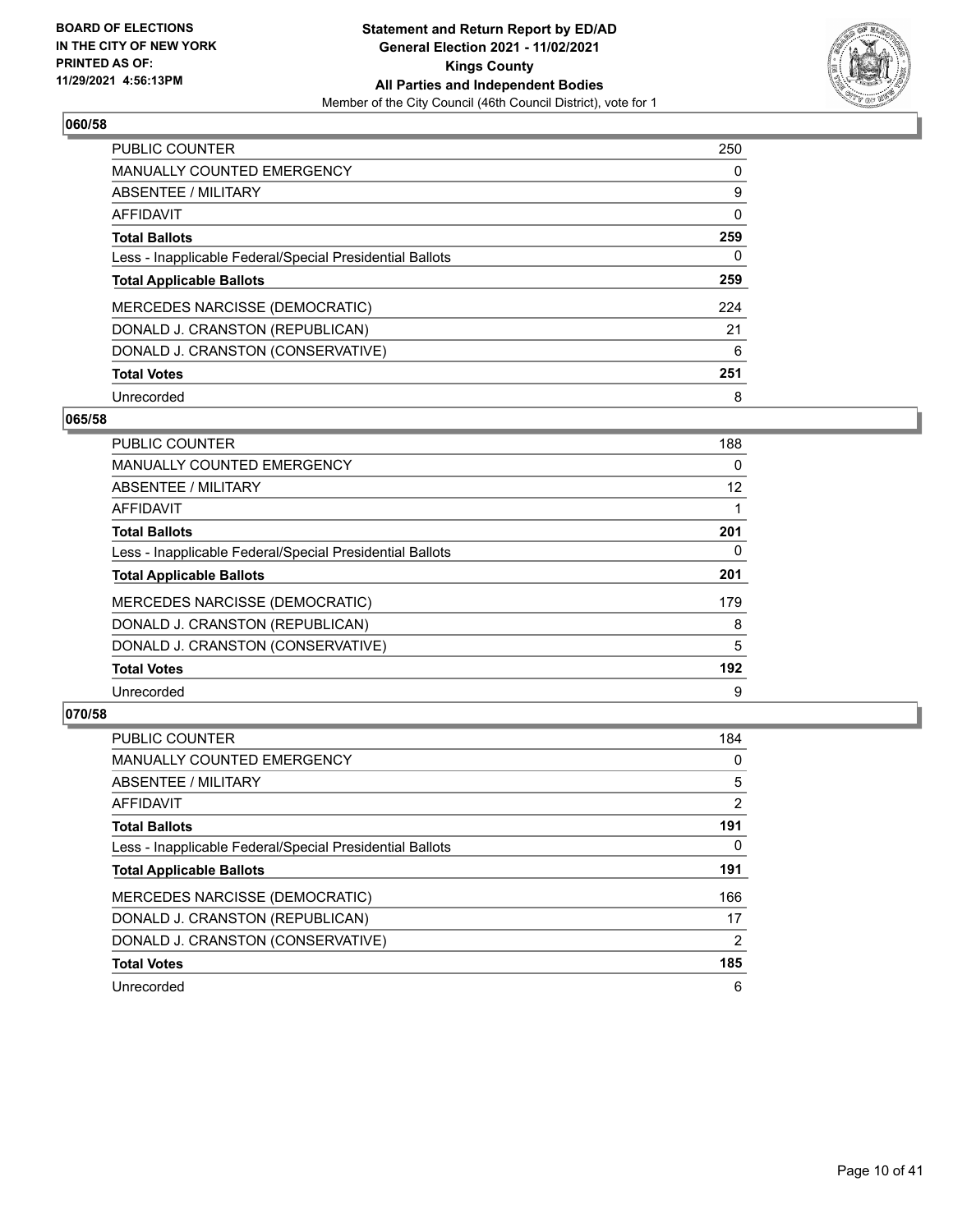**BOARD OF ELECTIONS IN THE CITY OF NEW YORK PRINTED AS OF: 11/29/2021 4:56:13PM**

**Statement and Return Report by ED/AD General Election 2021 - 11/02/2021 Kings County All Parties and Independent Bodies**

Member of the City Council (46th Council District), vote for 1

### 060/58

| | |
|---|---|
| PUBLIC COUNTER | 250 |
| MANUALLY COUNTED EMERGENCY | 0 |
| ABSENTEE / MILITARY | 9 |
| AFFIDAVIT | 0 |
| **Total Ballots** | **259** |
| Less - Inapplicable Federal/Special Presidential Ballots | 0 |
| **Total Applicable Ballots** | **259** |
| MERCEDES NARCISSE (DEMOCRATIC) | 224 |
| DONALD J. CRANSTON (REPUBLICAN) | 21 |
| DONALD J. CRANSTON (CONSERVATIVE) | 6 |
| **Total Votes** | **251** |
| Unrecorded | 8 |

### 065/58

| | |
|---|---|
| PUBLIC COUNTER | 188 |
| MANUALLY COUNTED EMERGENCY | 0 |
| ABSENTEE / MILITARY | 12 |
| AFFIDAVIT | 1 |
| **Total Ballots** | **201** |
| Less - Inapplicable Federal/Special Presidential Ballots | 0 |
| **Total Applicable Ballots** | **201** |
| MERCEDES NARCISSE (DEMOCRATIC) | 179 |
| DONALD J. CRANSTON (REPUBLICAN) | 8 |
| DONALD J. CRANSTON (CONSERVATIVE) | 5 |
| **Total Votes** | **192** |
| Unrecorded | 9 |

### 070/58

| | |
|---|---|
| PUBLIC COUNTER | 184 |
| MANUALLY COUNTED EMERGENCY | 0 |
| ABSENTEE / MILITARY | 5 |
| AFFIDAVIT | 2 |
| **Total Ballots** | **191** |
| Less - Inapplicable Federal/Special Presidential Ballots | 0 |
| **Total Applicable Ballots** | **191** |
| MERCEDES NARCISSE (DEMOCRATIC) | 166 |
| DONALD J. CRANSTON (REPUBLICAN) | 17 |
| DONALD J. CRANSTON (CONSERVATIVE) | 2 |
| **Total Votes** | **185** |
| Unrecorded | 6 |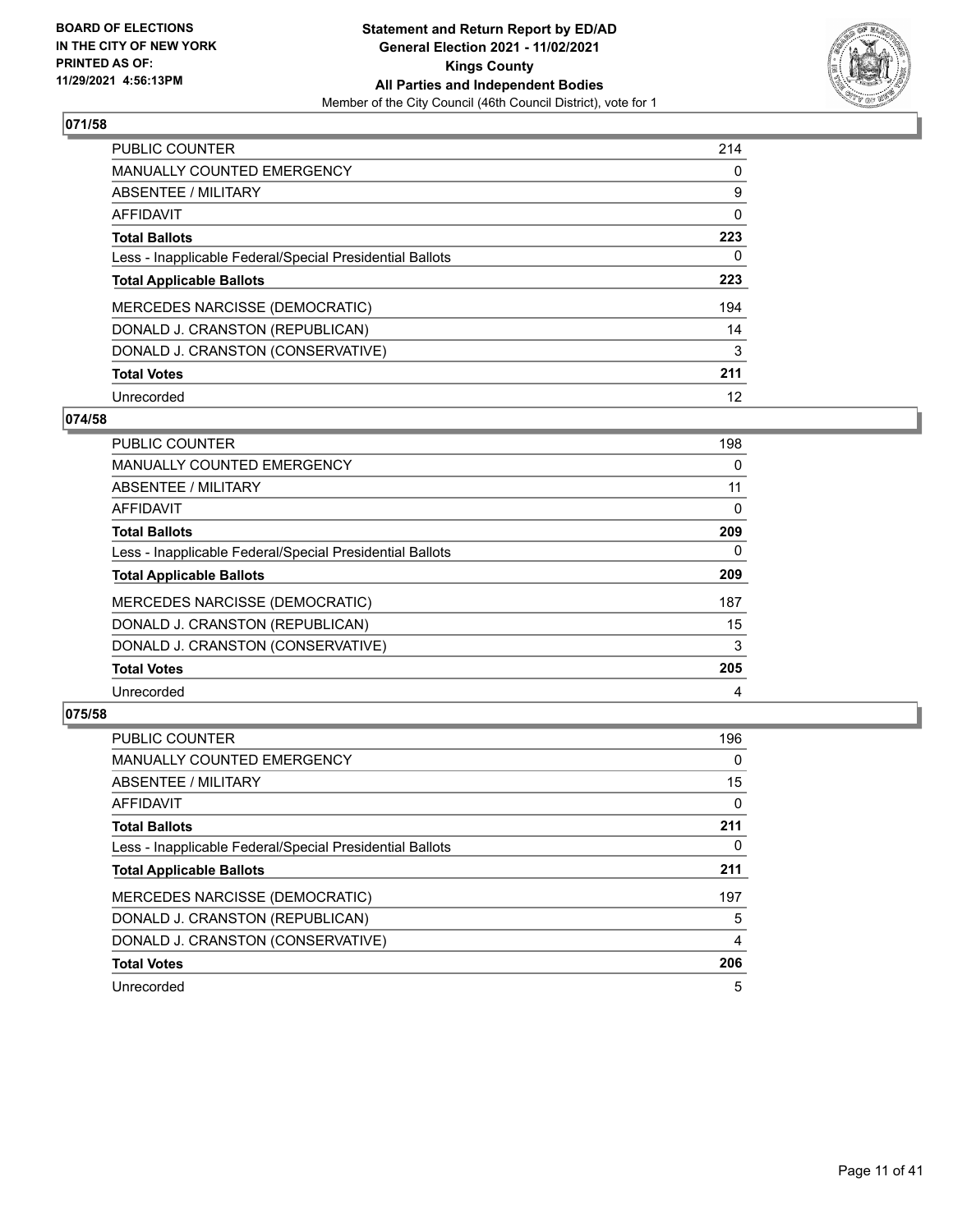**BOARD OF ELECTIONS IN THE CITY OF NEW YORK PRINTED AS OF: 11/29/2021 4:56:13PM**

**Statement and Return Report by ED/AD**
**General Election 2021 - 11/02/2021**
**Kings County**
**All Parties and Independent Bodies**
Member of the City Council (46th Council District), vote for 1

## 071/58

| | |
|---|---|
| PUBLIC COUNTER | 214 |
| MANUALLY COUNTED EMERGENCY | 0 |
| ABSENTEE / MILITARY | 9 |
| AFFIDAVIT | 0 |
| **Total Ballots** | **223** |
| Less - Inapplicable Federal/Special Presidential Ballots | 0 |
| **Total Applicable Ballots** | **223** |
| MERCEDES NARCISSE (DEMOCRATIC) | 194 |
| DONALD J. CRANSTON (REPUBLICAN) | 14 |
| DONALD J. CRANSTON (CONSERVATIVE) | 3 |
| **Total Votes** | **211** |
| Unrecorded | 12 |

## 074/58

| | |
|---|---|
| PUBLIC COUNTER | 198 |
| MANUALLY COUNTED EMERGENCY | 0 |
| ABSENTEE / MILITARY | 11 |
| AFFIDAVIT | 0 |
| **Total Ballots** | **209** |
| Less - Inapplicable Federal/Special Presidential Ballots | 0 |
| **Total Applicable Ballots** | **209** |
| MERCEDES NARCISSE (DEMOCRATIC) | 187 |
| DONALD J. CRANSTON (REPUBLICAN) | 15 |
| DONALD J. CRANSTON (CONSERVATIVE) | 3 |
| **Total Votes** | **205** |
| Unrecorded | 4 |

## 075/58

| | |
|---|---|
| PUBLIC COUNTER | 196 |
| MANUALLY COUNTED EMERGENCY | 0 |
| ABSENTEE / MILITARY | 15 |
| AFFIDAVIT | 0 |
| **Total Ballots** | **211** |
| Less - Inapplicable Federal/Special Presidential Ballots | 0 |
| **Total Applicable Ballots** | **211** |
| MERCEDES NARCISSE (DEMOCRATIC) | 197 |
| DONALD J. CRANSTON (REPUBLICAN) | 5 |
| DONALD J. CRANSTON (CONSERVATIVE) | 4 |
| **Total Votes** | **206** |
| Unrecorded | 5 |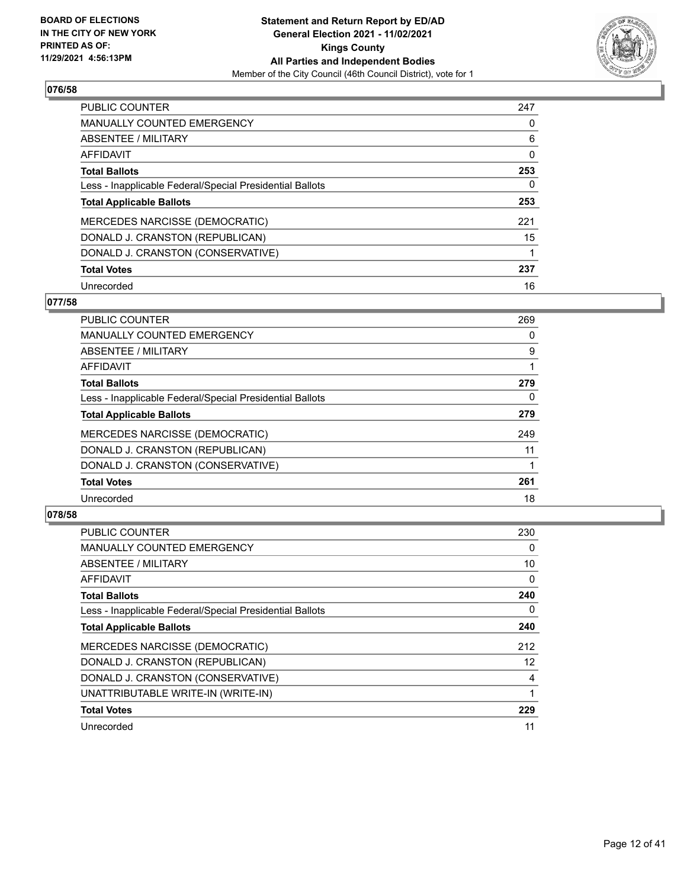**BOARD OF ELECTIONS IN THE CITY OF NEW YORK PRINTED AS OF: 11/29/2021 4:56:13PM**

**Statement and Return Report by ED/AD General Election 2021 - 11/02/2021 Kings County All Parties and Independent Bodies**
Member of the City Council (46th Council District), vote for 1

## 076/58

| | |
|---|---|
| PUBLIC COUNTER | 247 |
| MANUALLY COUNTED EMERGENCY | 0 |
| ABSENTEE / MILITARY | 6 |
| AFFIDAVIT | 0 |
| **Total Ballots** | **253** |
| Less - Inapplicable Federal/Special Presidential Ballots | 0 |
| **Total Applicable Ballots** | **253** |
| MERCEDES NARCISSE (DEMOCRATIC) | 221 |
| DONALD J. CRANSTON (REPUBLICAN) | 15 |
| DONALD J. CRANSTON (CONSERVATIVE) | 1 |
| **Total Votes** | **237** |
| Unrecorded | 16 |

## 077/58

| | |
|---|---|
| PUBLIC COUNTER | 269 |
| MANUALLY COUNTED EMERGENCY | 0 |
| ABSENTEE / MILITARY | 9 |
| AFFIDAVIT | 1 |
| **Total Ballots** | **279** |
| Less - Inapplicable Federal/Special Presidential Ballots | 0 |
| **Total Applicable Ballots** | **279** |
| MERCEDES NARCISSE (DEMOCRATIC) | 249 |
| DONALD J. CRANSTON (REPUBLICAN) | 11 |
| DONALD J. CRANSTON (CONSERVATIVE) | 1 |
| **Total Votes** | **261** |
| Unrecorded | 18 |

## 078/58

| | |
|---|---|
| PUBLIC COUNTER | 230 |
| MANUALLY COUNTED EMERGENCY | 0 |
| ABSENTEE / MILITARY | 10 |
| AFFIDAVIT | 0 |
| **Total Ballots** | **240** |
| Less - Inapplicable Federal/Special Presidential Ballots | 0 |
| **Total Applicable Ballots** | **240** |
| MERCEDES NARCISSE (DEMOCRATIC) | 212 |
| DONALD J. CRANSTON (REPUBLICAN) | 12 |
| DONALD J. CRANSTON (CONSERVATIVE) | 4 |
| UNATTRIBUTABLE WRITE-IN (WRITE-IN) | 1 |
| **Total Votes** | **229** |
| Unrecorded | 11 |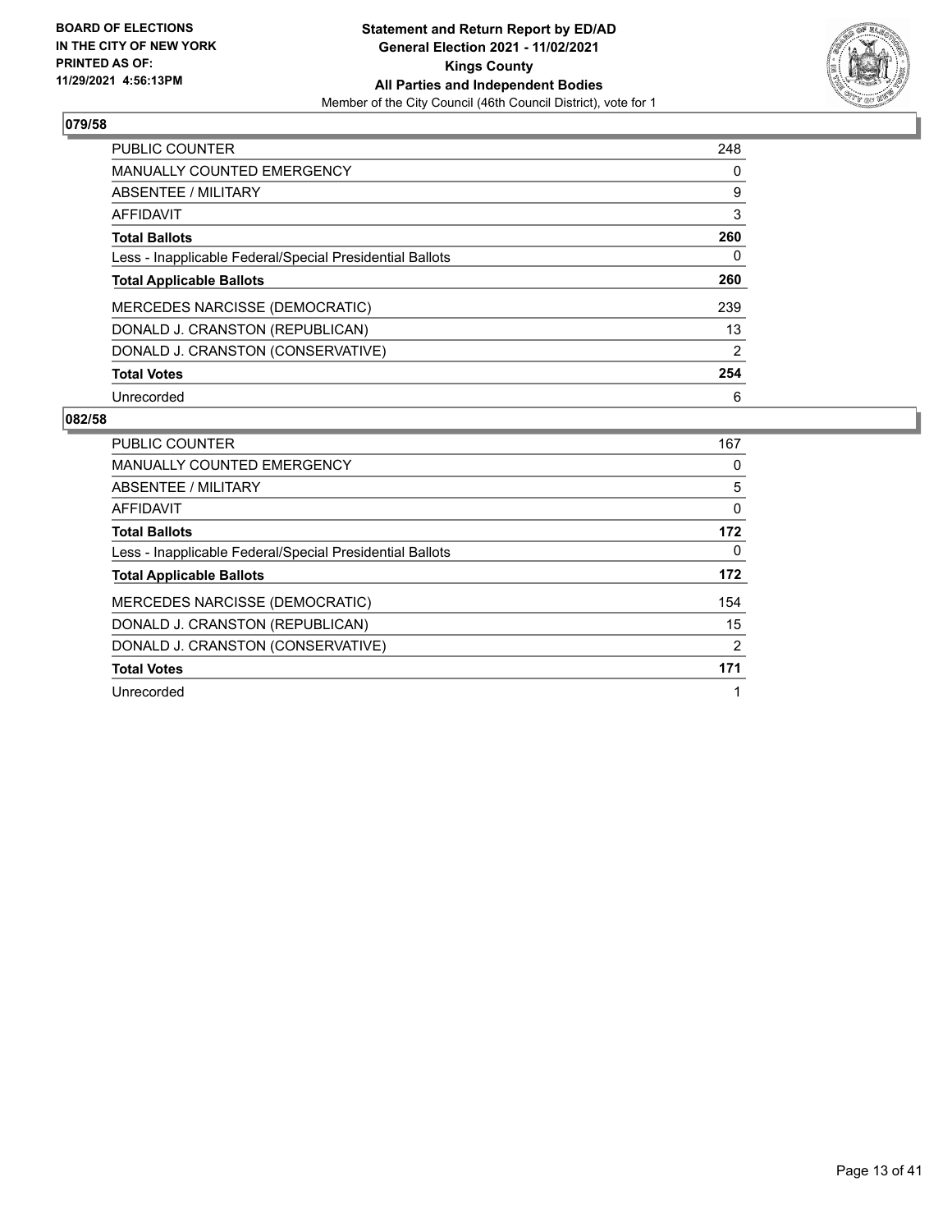**BOARD OF ELECTIONS IN THE CITY OF NEW YORK PRINTED AS OF: 11/29/2021 4:56:13PM**

**Statement and Return Report by ED/AD General Election 2021 - 11/02/2021 Kings County All Parties and Independent Bodies**

Member of the City Council (46th Council District), vote for 1

## 079/58

| | |
|---|---|
| PUBLIC COUNTER | 248 |
| MANUALLY COUNTED EMERGENCY | 0 |
| ABSENTEE / MILITARY | 9 |
| AFFIDAVIT | 3 |
| **Total Ballots** | **260** |
| Less - Inapplicable Federal/Special Presidential Ballots | 0 |
| **Total Applicable Ballots** | **260** |
| MERCEDES NARCISSE (DEMOCRATIC) | 239 |
| DONALD J. CRANSTON (REPUBLICAN) | 13 |
| DONALD J. CRANSTON (CONSERVATIVE) | 2 |
| **Total Votes** | **254** |
| Unrecorded | 6 |

## 082/58

| | |
|---|---|
| PUBLIC COUNTER | 167 |
| MANUALLY COUNTED EMERGENCY | 0 |
| ABSENTEE / MILITARY | 5 |
| AFFIDAVIT | 0 |
| **Total Ballots** | **172** |
| Less - Inapplicable Federal/Special Presidential Ballots | 0 |
| **Total Applicable Ballots** | **172** |
| MERCEDES NARCISSE (DEMOCRATIC) | 154 |
| DONALD J. CRANSTON (REPUBLICAN) | 15 |
| DONALD J. CRANSTON (CONSERVATIVE) | 2 |
| **Total Votes** | **171** |
| Unrecorded | 1 |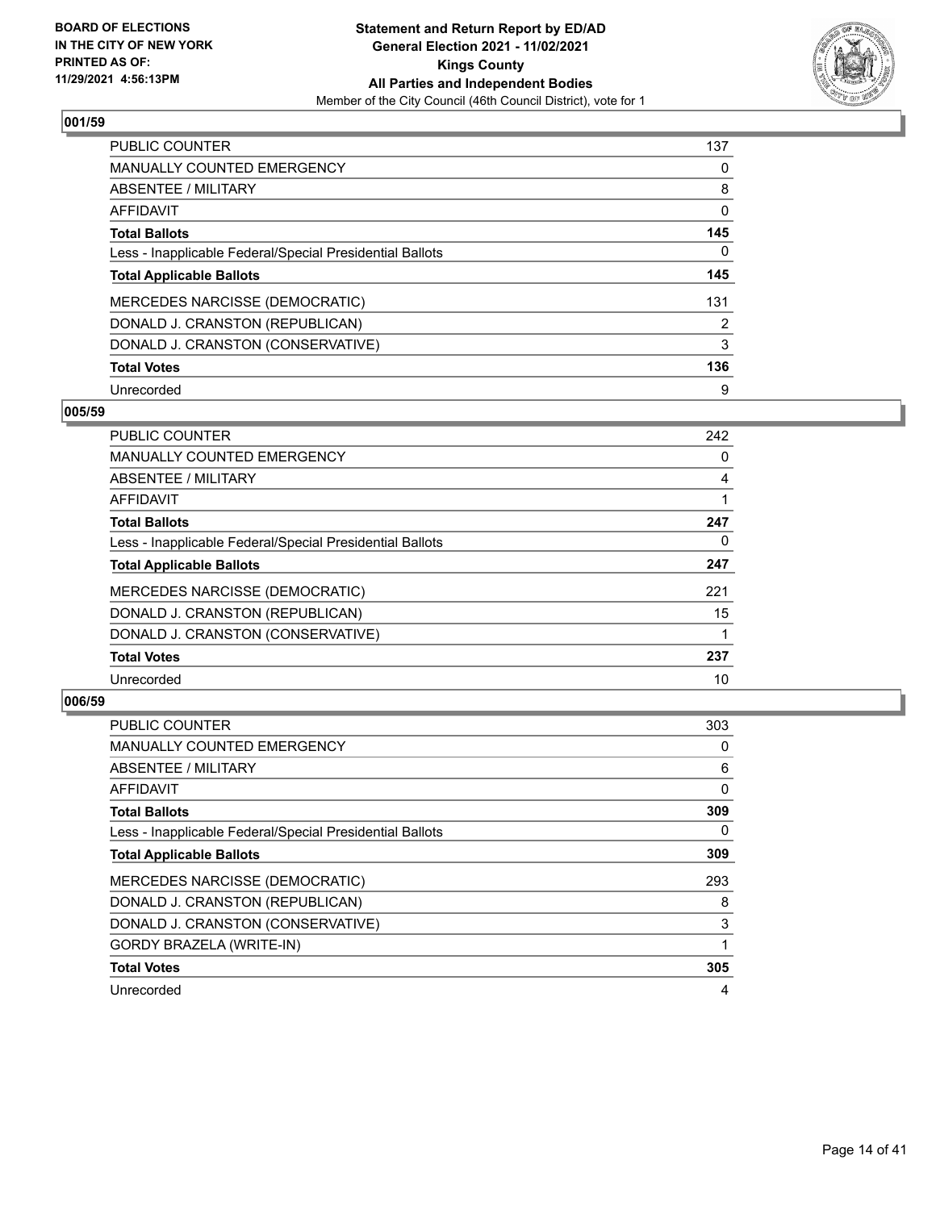**BOARD OF ELECTIONS IN THE CITY OF NEW YORK PRINTED AS OF: 11/29/2021 4:56:13PM**

**Statement and Return Report by ED/AD General Election 2021 - 11/02/2021 Kings County All Parties and Independent Bodies**

Member of the City Council (46th Council District), vote for 1

### 001/59

| | |
|---|---|
| PUBLIC COUNTER | 137 |
| MANUALLY COUNTED EMERGENCY | 0 |
| ABSENTEE / MILITARY | 8 |
| AFFIDAVIT | 0 |
| **Total Ballots** | **145** |
| Less - Inapplicable Federal/Special Presidential Ballots | 0 |
| **Total Applicable Ballots** | **145** |
| MERCEDES NARCISSE (DEMOCRATIC) | 131 |
| DONALD J. CRANSTON (REPUBLICAN) | 2 |
| DONALD J. CRANSTON (CONSERVATIVE) | 3 |
| **Total Votes** | **136** |
| Unrecorded | 9 |

### 005/59

| | |
|---|---|
| PUBLIC COUNTER | 242 |
| MANUALLY COUNTED EMERGENCY | 0 |
| ABSENTEE / MILITARY | 4 |
| AFFIDAVIT | 1 |
| **Total Ballots** | **247** |
| Less - Inapplicable Federal/Special Presidential Ballots | 0 |
| **Total Applicable Ballots** | **247** |
| MERCEDES NARCISSE (DEMOCRATIC) | 221 |
| DONALD J. CRANSTON (REPUBLICAN) | 15 |
| DONALD J. CRANSTON (CONSERVATIVE) | 1 |
| **Total Votes** | **237** |
| Unrecorded | 10 |

### 006/59

| | |
|---|---|
| PUBLIC COUNTER | 303 |
| MANUALLY COUNTED EMERGENCY | 0 |
| ABSENTEE / MILITARY | 6 |
| AFFIDAVIT | 0 |
| **Total Ballots** | **309** |
| Less - Inapplicable Federal/Special Presidential Ballots | 0 |
| **Total Applicable Ballots** | **309** |
| MERCEDES NARCISSE (DEMOCRATIC) | 293 |
| DONALD J. CRANSTON (REPUBLICAN) | 8 |
| DONALD J. CRANSTON (CONSERVATIVE) | 3 |
| GORDY BRAZELA (WRITE-IN) | 1 |
| **Total Votes** | **305** |
| Unrecorded | 4 |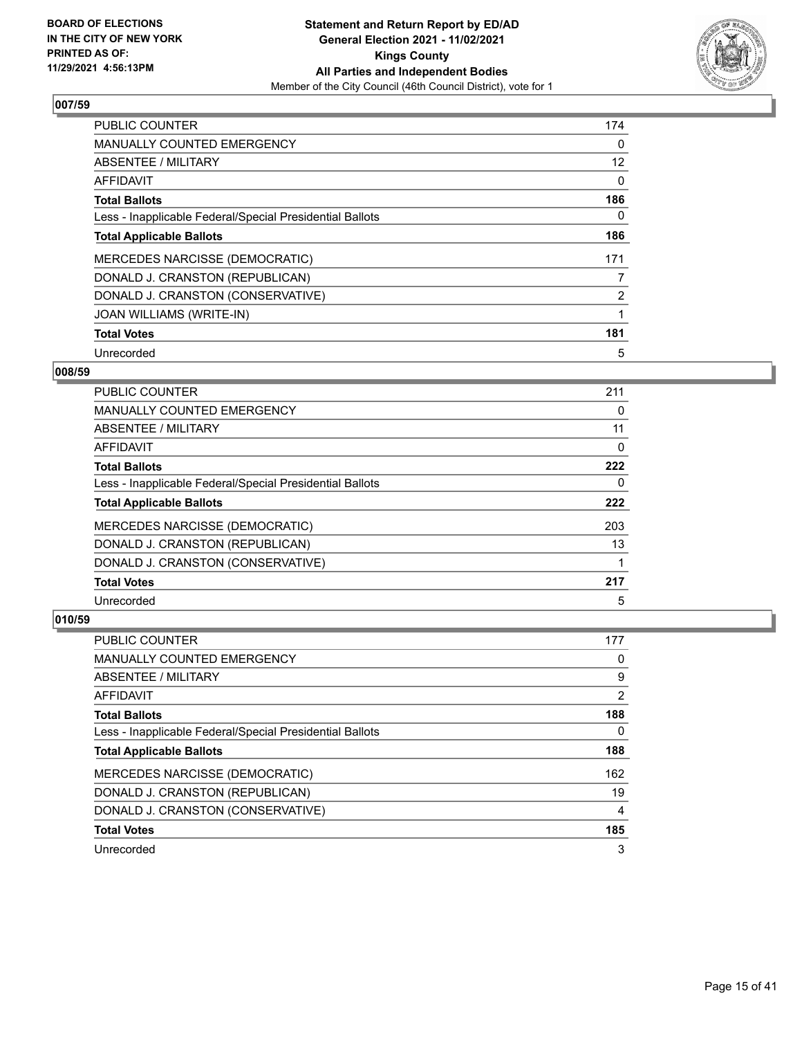**BOARD OF ELECTIONS IN THE CITY OF NEW YORK PRINTED AS OF: 11/29/2021 4:56:13PM**

**Statement and Return Report by ED/AD General Election 2021 - 11/02/2021 Kings County All Parties and Independent Bodies**

Member of the City Council (46th Council District), vote for 1

## 007/59

| | |
|---|---|
| PUBLIC COUNTER | 174 |
| MANUALLY COUNTED EMERGENCY | 0 |
| ABSENTEE / MILITARY | 12 |
| AFFIDAVIT | 0 |
| **Total Ballots** | **186** |
| Less - Inapplicable Federal/Special Presidential Ballots | 0 |
| **Total Applicable Ballots** | **186** |
| MERCEDES NARCISSE (DEMOCRATIC) | 171 |
| DONALD J. CRANSTON (REPUBLICAN) | 7 |
| DONALD J. CRANSTON (CONSERVATIVE) | 2 |
| JOAN WILLIAMS (WRITE-IN) | 1 |
| **Total Votes** | **181** |
| Unrecorded | 5 |

## 008/59

| | |
|---|---|
| PUBLIC COUNTER | 211 |
| MANUALLY COUNTED EMERGENCY | 0 |
| ABSENTEE / MILITARY | 11 |
| AFFIDAVIT | 0 |
| **Total Ballots** | **222** |
| Less - Inapplicable Federal/Special Presidential Ballots | 0 |
| **Total Applicable Ballots** | **222** |
| MERCEDES NARCISSE (DEMOCRATIC) | 203 |
| DONALD J. CRANSTON (REPUBLICAN) | 13 |
| DONALD J. CRANSTON (CONSERVATIVE) | 1 |
| **Total Votes** | **217** |
| Unrecorded | 5 |

## 010/59

| | |
|---|---|
| PUBLIC COUNTER | 177 |
| MANUALLY COUNTED EMERGENCY | 0 |
| ABSENTEE / MILITARY | 9 |
| AFFIDAVIT | 2 |
| **Total Ballots** | **188** |
| Less - Inapplicable Federal/Special Presidential Ballots | 0 |
| **Total Applicable Ballots** | **188** |
| MERCEDES NARCISSE (DEMOCRATIC) | 162 |
| DONALD J. CRANSTON (REPUBLICAN) | 19 |
| DONALD J. CRANSTON (CONSERVATIVE) | 4 |
| **Total Votes** | **185** |
| Unrecorded | 3 |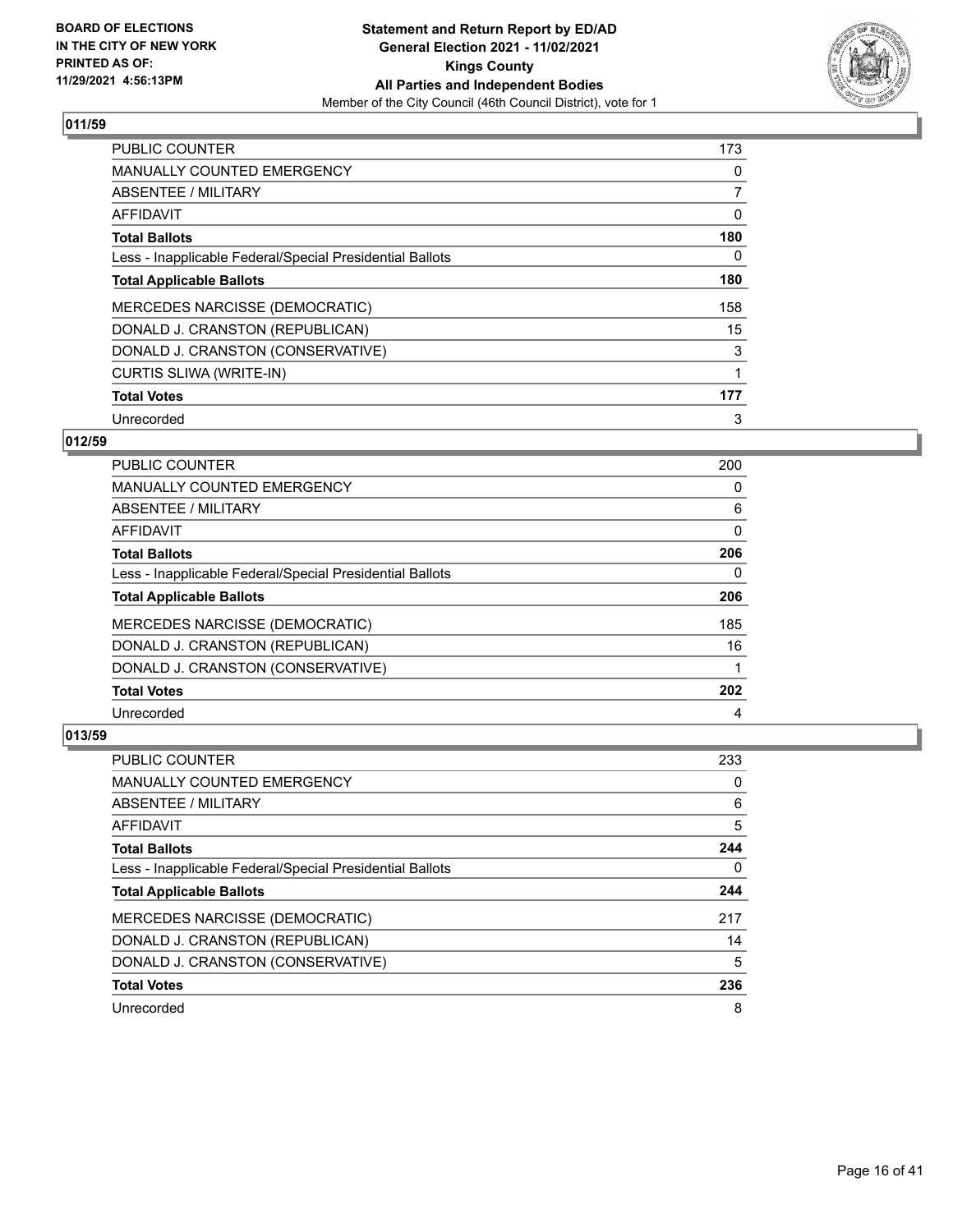**BOARD OF ELECTIONS IN THE CITY OF NEW YORK PRINTED AS OF: 11/29/2021 4:56:13PM**

**Statement and Return Report by ED/AD General Election 2021 - 11/02/2021 Kings County All Parties and Independent Bodies**
Member of the City Council (46th Council District), vote for 1

## 011/59

| | |
|---|---|
| PUBLIC COUNTER | 173 |
| MANUALLY COUNTED EMERGENCY | 0 |
| ABSENTEE / MILITARY | 7 |
| AFFIDAVIT | 0 |
| **Total Ballots** | **180** |
| Less - Inapplicable Federal/Special Presidential Ballots | 0 |
| **Total Applicable Ballots** | **180** |
| MERCEDES NARCISSE (DEMOCRATIC) | 158 |
| DONALD J. CRANSTON (REPUBLICAN) | 15 |
| DONALD J. CRANSTON (CONSERVATIVE) | 3 |
| CURTIS SLIWA (WRITE-IN) | 1 |
| **Total Votes** | **177** |
| Unrecorded | 3 |

## 012/59

| | |
|---|---|
| PUBLIC COUNTER | 200 |
| MANUALLY COUNTED EMERGENCY | 0 |
| ABSENTEE / MILITARY | 6 |
| AFFIDAVIT | 0 |
| **Total Ballots** | **206** |
| Less - Inapplicable Federal/Special Presidential Ballots | 0 |
| **Total Applicable Ballots** | **206** |
| MERCEDES NARCISSE (DEMOCRATIC) | 185 |
| DONALD J. CRANSTON (REPUBLICAN) | 16 |
| DONALD J. CRANSTON (CONSERVATIVE) | 1 |
| **Total Votes** | **202** |
| Unrecorded | 4 |

## 013/59

| | |
|---|---|
| PUBLIC COUNTER | 233 |
| MANUALLY COUNTED EMERGENCY | 0 |
| ABSENTEE / MILITARY | 6 |
| AFFIDAVIT | 5 |
| **Total Ballots** | **244** |
| Less - Inapplicable Federal/Special Presidential Ballots | 0 |
| **Total Applicable Ballots** | **244** |
| MERCEDES NARCISSE (DEMOCRATIC) | 217 |
| DONALD J. CRANSTON (REPUBLICAN) | 14 |
| DONALD J. CRANSTON (CONSERVATIVE) | 5 |
| **Total Votes** | **236** |
| Unrecorded | 8 |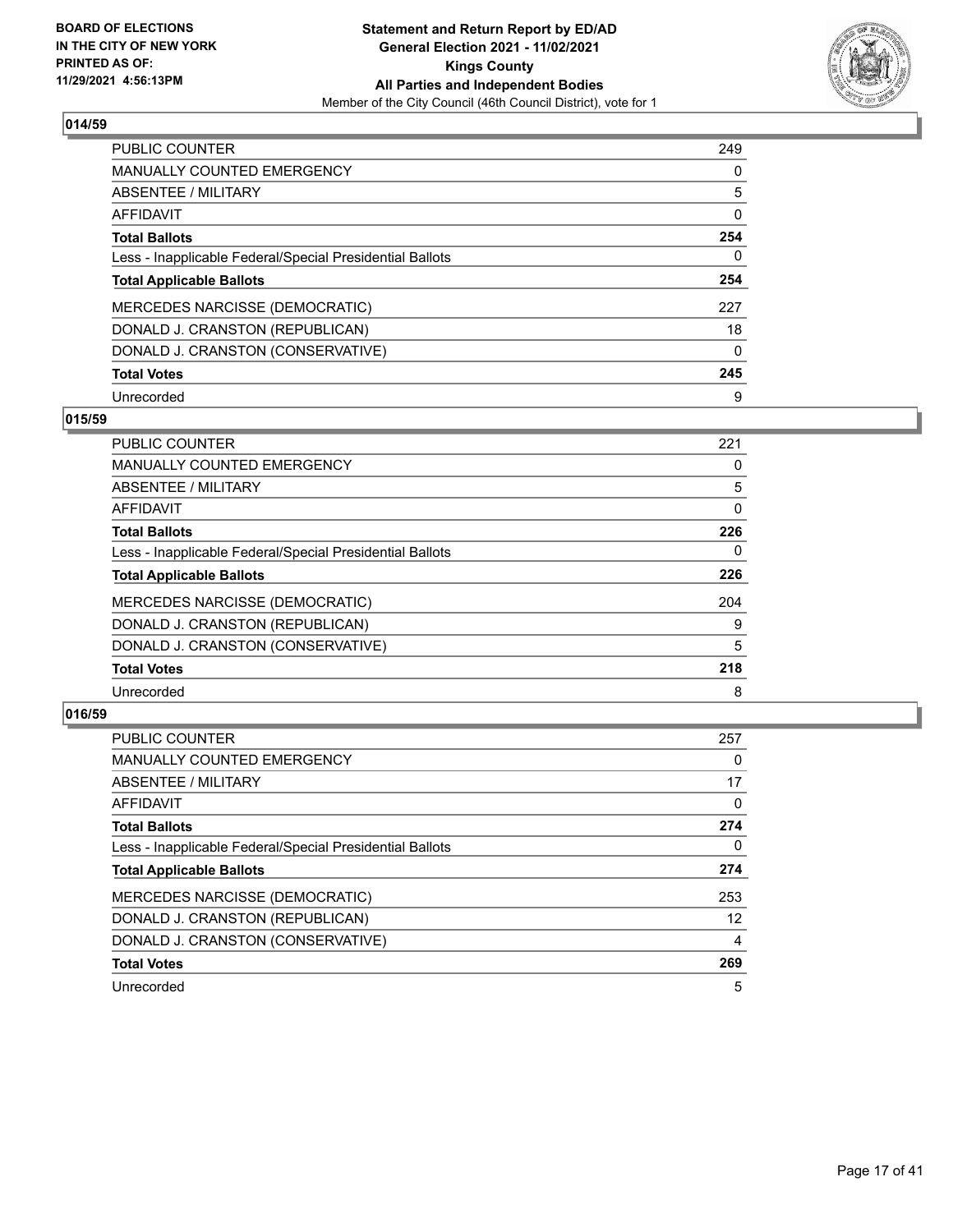**BOARD OF ELECTIONS IN THE CITY OF NEW YORK PRINTED AS OF: 11/29/2021 4:56:13PM**

**Statement and Return Report by ED/AD General Election 2021 - 11/02/2021 Kings County All Parties and Independent Bodies**
Member of the City Council (46th Council District), vote for 1

## 014/59

| | |
|---|---|
| PUBLIC COUNTER | 249 |
| MANUALLY COUNTED EMERGENCY | 0 |
| ABSENTEE / MILITARY | 5 |
| AFFIDAVIT | 0 |
| **Total Ballots** | **254** |
| Less - Inapplicable Federal/Special Presidential Ballots | 0 |
| **Total Applicable Ballots** | **254** |
| MERCEDES NARCISSE (DEMOCRATIC) | 227 |
| DONALD J. CRANSTON (REPUBLICAN) | 18 |
| DONALD J. CRANSTON (CONSERVATIVE) | 0 |
| **Total Votes** | **245** |
| Unrecorded | 9 |

## 015/59

| | |
|---|---|
| PUBLIC COUNTER | 221 |
| MANUALLY COUNTED EMERGENCY | 0 |
| ABSENTEE / MILITARY | 5 |
| AFFIDAVIT | 0 |
| **Total Ballots** | **226** |
| Less - Inapplicable Federal/Special Presidential Ballots | 0 |
| **Total Applicable Ballots** | **226** |
| MERCEDES NARCISSE (DEMOCRATIC) | 204 |
| DONALD J. CRANSTON (REPUBLICAN) | 9 |
| DONALD J. CRANSTON (CONSERVATIVE) | 5 |
| **Total Votes** | **218** |
| Unrecorded | 8 |

## 016/59

| | |
|---|---|
| PUBLIC COUNTER | 257 |
| MANUALLY COUNTED EMERGENCY | 0 |
| ABSENTEE / MILITARY | 17 |
| AFFIDAVIT | 0 |
| **Total Ballots** | **274** |
| Less - Inapplicable Federal/Special Presidential Ballots | 0 |
| **Total Applicable Ballots** | **274** |
| MERCEDES NARCISSE (DEMOCRATIC) | 253 |
| DONALD J. CRANSTON (REPUBLICAN) | 12 |
| DONALD J. CRANSTON (CONSERVATIVE) | 4 |
| **Total Votes** | **269** |
| Unrecorded | 5 |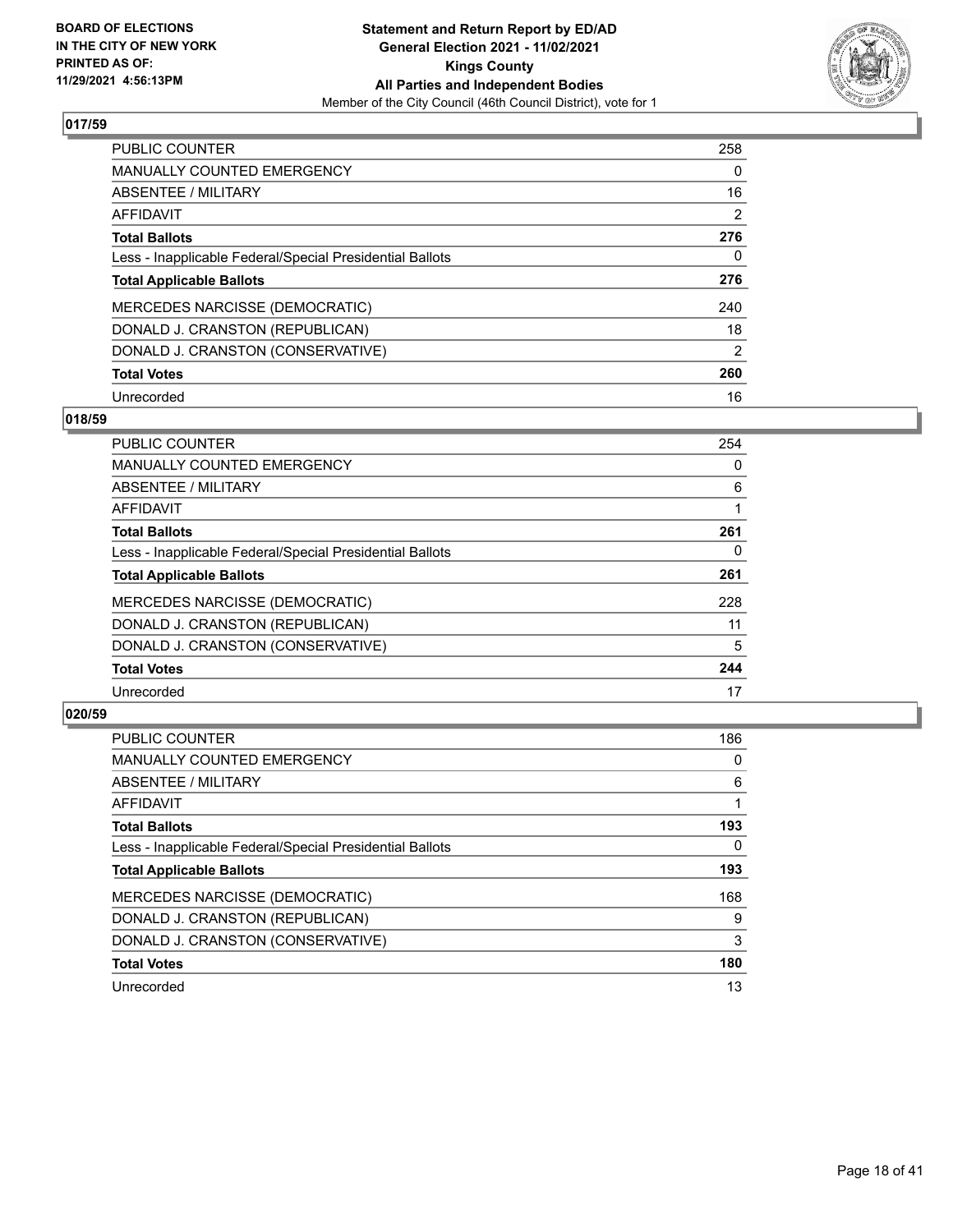**BOARD OF ELECTIONS IN THE CITY OF NEW YORK PRINTED AS OF: 11/29/2021 4:56:13PM**

**Statement and Return Report by ED/AD General Election 2021 - 11/02/2021 Kings County All Parties and Independent Bodies**

Member of the City Council (46th Council District), vote for 1

## 017/59

| | |
|---|---|
| PUBLIC COUNTER | 258 |
| MANUALLY COUNTED EMERGENCY | 0 |
| ABSENTEE / MILITARY | 16 |
| AFFIDAVIT | 2 |
| **Total Ballots** | **276** |
| Less - Inapplicable Federal/Special Presidential Ballots | 0 |
| **Total Applicable Ballots** | **276** |
| MERCEDES NARCISSE (DEMOCRATIC) | 240 |
| DONALD J. CRANSTON (REPUBLICAN) | 18 |
| DONALD J. CRANSTON (CONSERVATIVE) | 2 |
| **Total Votes** | **260** |
| Unrecorded | 16 |

## 018/59

| | |
|---|---|
| PUBLIC COUNTER | 254 |
| MANUALLY COUNTED EMERGENCY | 0 |
| ABSENTEE / MILITARY | 6 |
| AFFIDAVIT | 1 |
| **Total Ballots** | **261** |
| Less - Inapplicable Federal/Special Presidential Ballots | 0 |
| **Total Applicable Ballots** | **261** |
| MERCEDES NARCISSE (DEMOCRATIC) | 228 |
| DONALD J. CRANSTON (REPUBLICAN) | 11 |
| DONALD J. CRANSTON (CONSERVATIVE) | 5 |
| **Total Votes** | **244** |
| Unrecorded | 17 |

## 020/59

| | |
|---|---|
| PUBLIC COUNTER | 186 |
| MANUALLY COUNTED EMERGENCY | 0 |
| ABSENTEE / MILITARY | 6 |
| AFFIDAVIT | 1 |
| **Total Ballots** | **193** |
| Less - Inapplicable Federal/Special Presidential Ballots | 0 |
| **Total Applicable Ballots** | **193** |
| MERCEDES NARCISSE (DEMOCRATIC) | 168 |
| DONALD J. CRANSTON (REPUBLICAN) | 9 |
| DONALD J. CRANSTON (CONSERVATIVE) | 3 |
| **Total Votes** | **180** |
| Unrecorded | 13 |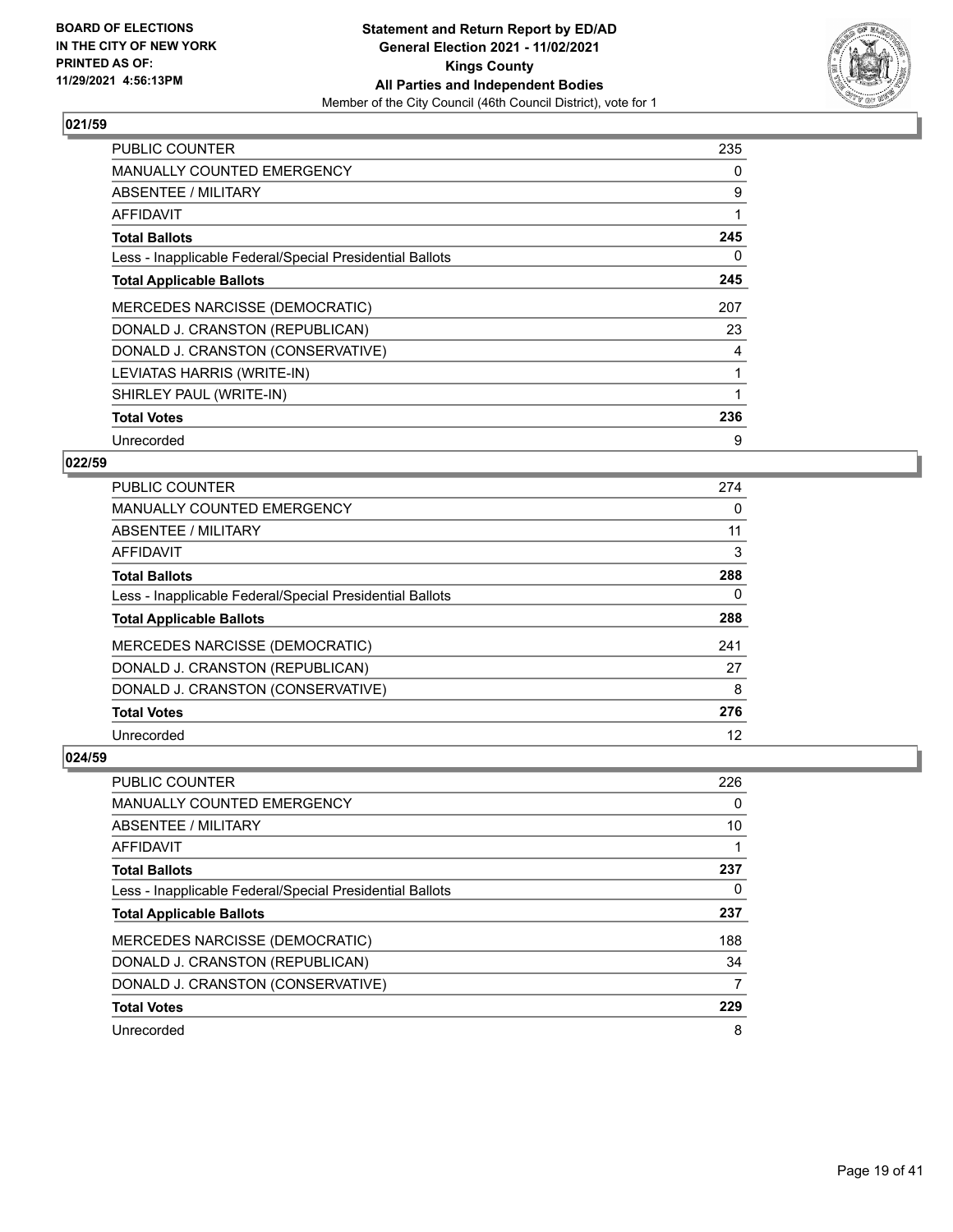**BOARD OF ELECTIONS IN THE CITY OF NEW YORK PRINTED AS OF: 11/29/2021 4:56:13PM**

**Statement and Return Report by ED/AD**
**General Election 2021 - 11/02/2021**
**Kings County**
**All Parties and Independent Bodies**
Member of the City Council (46th Council District), vote for 1

### 021/59

| | |
|---|---|
| PUBLIC COUNTER | 235 |
| MANUALLY COUNTED EMERGENCY | 0 |
| ABSENTEE / MILITARY | 9 |
| AFFIDAVIT | 1 |
| **Total Ballots** | **245** |
| Less - Inapplicable Federal/Special Presidential Ballots | 0 |
| **Total Applicable Ballots** | **245** |
| MERCEDES NARCISSE (DEMOCRATIC) | 207 |
| DONALD J. CRANSTON (REPUBLICAN) | 23 |
| DONALD J. CRANSTON (CONSERVATIVE) | 4 |
| LEVIATAS HARRIS (WRITE-IN) | 1 |
| SHIRLEY PAUL (WRITE-IN) | 1 |
| **Total Votes** | **236** |
| Unrecorded | 9 |

### 022/59

| | |
|---|---|
| PUBLIC COUNTER | 274 |
| MANUALLY COUNTED EMERGENCY | 0 |
| ABSENTEE / MILITARY | 11 |
| AFFIDAVIT | 3 |
| **Total Ballots** | **288** |
| Less - Inapplicable Federal/Special Presidential Ballots | 0 |
| **Total Applicable Ballots** | **288** |
| MERCEDES NARCISSE (DEMOCRATIC) | 241 |
| DONALD J. CRANSTON (REPUBLICAN) | 27 |
| DONALD J. CRANSTON (CONSERVATIVE) | 8 |
| **Total Votes** | **276** |
| Unrecorded | 12 |

### 024/59

| | |
|---|---|
| PUBLIC COUNTER | 226 |
| MANUALLY COUNTED EMERGENCY | 0 |
| ABSENTEE / MILITARY | 10 |
| AFFIDAVIT | 1 |
| **Total Ballots** | **237** |
| Less - Inapplicable Federal/Special Presidential Ballots | 0 |
| **Total Applicable Ballots** | **237** |
| MERCEDES NARCISSE (DEMOCRATIC) | 188 |
| DONALD J. CRANSTON (REPUBLICAN) | 34 |
| DONALD J. CRANSTON (CONSERVATIVE) | 7 |
| **Total Votes** | **229** |
| Unrecorded | 8 |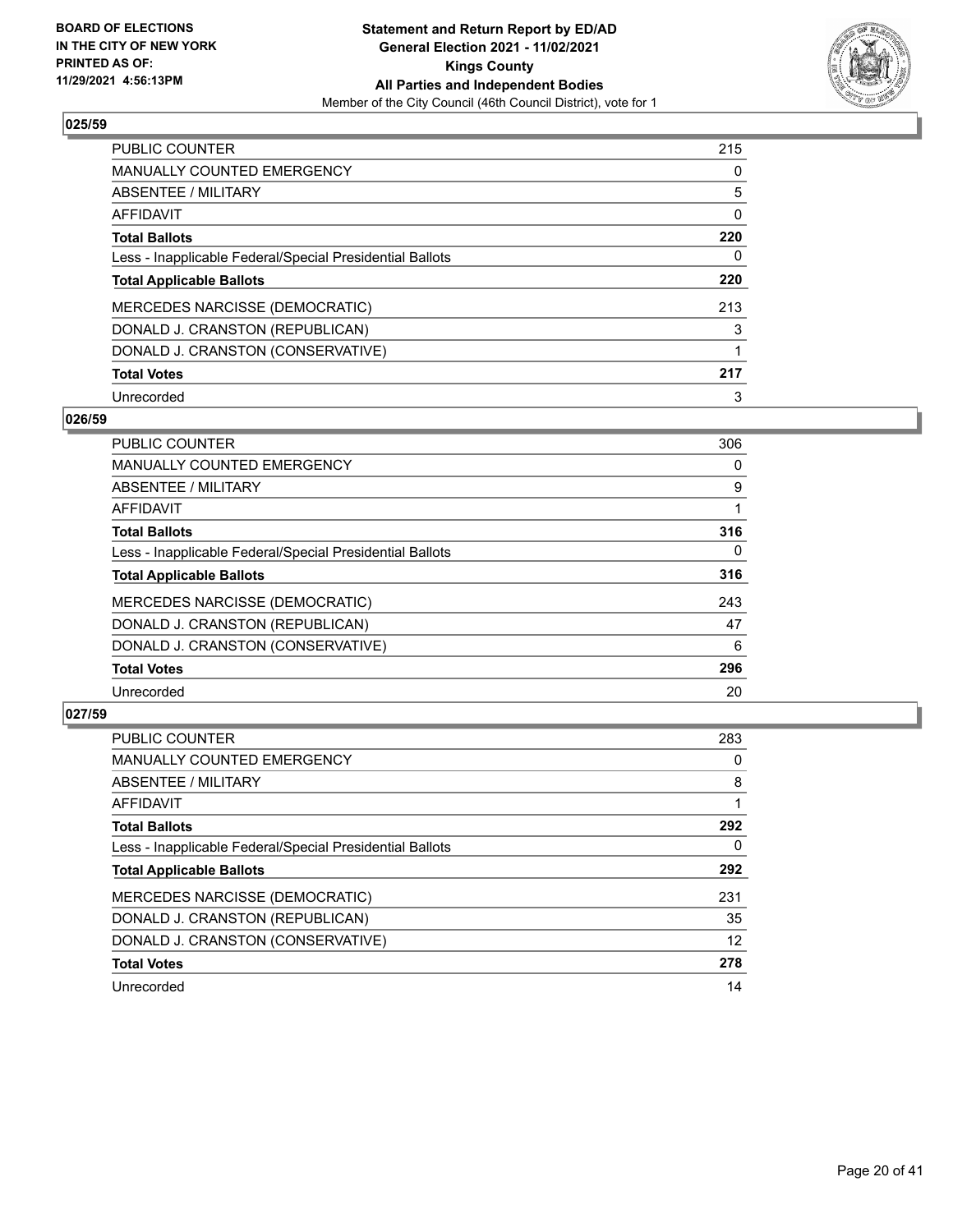**BOARD OF ELECTIONS IN THE CITY OF NEW YORK PRINTED AS OF: 11/29/2021 4:56:13PM**

**Statement and Return Report by ED/AD General Election 2021 - 11/02/2021 Kings County All Parties and Independent Bodies**

Member of the City Council (46th Council District), vote for 1

### 025/59

| | |
|---|---|
| PUBLIC COUNTER | 215 |
| MANUALLY COUNTED EMERGENCY | 0 |
| ABSENTEE / MILITARY | 5 |
| AFFIDAVIT | 0 |
| **Total Ballots** | **220** |
| Less - Inapplicable Federal/Special Presidential Ballots | 0 |
| **Total Applicable Ballots** | **220** |
| MERCEDES NARCISSE (DEMOCRATIC) | 213 |
| DONALD J. CRANSTON (REPUBLICAN) | 3 |
| DONALD J. CRANSTON (CONSERVATIVE) | 1 |
| **Total Votes** | **217** |
| Unrecorded | 3 |

### 026/59

| | |
|---|---|
| PUBLIC COUNTER | 306 |
| MANUALLY COUNTED EMERGENCY | 0 |
| ABSENTEE / MILITARY | 9 |
| AFFIDAVIT | 1 |
| **Total Ballots** | **316** |
| Less - Inapplicable Federal/Special Presidential Ballots | 0 |
| **Total Applicable Ballots** | **316** |
| MERCEDES NARCISSE (DEMOCRATIC) | 243 |
| DONALD J. CRANSTON (REPUBLICAN) | 47 |
| DONALD J. CRANSTON (CONSERVATIVE) | 6 |
| **Total Votes** | **296** |
| Unrecorded | 20 |

### 027/59

| | |
|---|---|
| PUBLIC COUNTER | 283 |
| MANUALLY COUNTED EMERGENCY | 0 |
| ABSENTEE / MILITARY | 8 |
| AFFIDAVIT | 1 |
| **Total Ballots** | **292** |
| Less - Inapplicable Federal/Special Presidential Ballots | 0 |
| **Total Applicable Ballots** | **292** |
| MERCEDES NARCISSE (DEMOCRATIC) | 231 |
| DONALD J. CRANSTON (REPUBLICAN) | 35 |
| DONALD J. CRANSTON (CONSERVATIVE) | 12 |
| **Total Votes** | **278** |
| Unrecorded | 14 |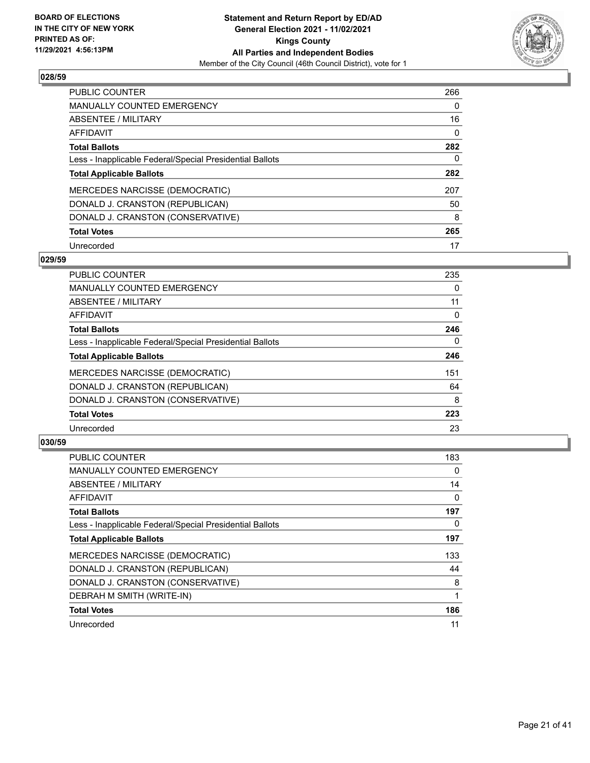**BOARD OF ELECTIONS IN THE CITY OF NEW YORK PRINTED AS OF: 11/29/2021 4:56:13PM**

**Statement and Return Report by ED/AD General Election 2021 - 11/02/2021 Kings County All Parties and Independent Bodies**

Member of the City Council (46th Council District), vote for 1

## 028/59

| | |
|---|---|
| PUBLIC COUNTER | 266 |
| MANUALLY COUNTED EMERGENCY | 0 |
| ABSENTEE / MILITARY | 16 |
| AFFIDAVIT | 0 |
| **Total Ballots** | **282** |
| Less - Inapplicable Federal/Special Presidential Ballots | 0 |
| **Total Applicable Ballots** | **282** |
| MERCEDES NARCISSE (DEMOCRATIC) | 207 |
| DONALD J. CRANSTON (REPUBLICAN) | 50 |
| DONALD J. CRANSTON (CONSERVATIVE) | 8 |
| **Total Votes** | **265** |
| Unrecorded | 17 |

## 029/59

| | |
|---|---|
| PUBLIC COUNTER | 235 |
| MANUALLY COUNTED EMERGENCY | 0 |
| ABSENTEE / MILITARY | 11 |
| AFFIDAVIT | 0 |
| **Total Ballots** | **246** |
| Less - Inapplicable Federal/Special Presidential Ballots | 0 |
| **Total Applicable Ballots** | **246** |
| MERCEDES NARCISSE (DEMOCRATIC) | 151 |
| DONALD J. CRANSTON (REPUBLICAN) | 64 |
| DONALD J. CRANSTON (CONSERVATIVE) | 8 |
| **Total Votes** | **223** |
| Unrecorded | 23 |

## 030/59

| | |
|---|---|
| PUBLIC COUNTER | 183 |
| MANUALLY COUNTED EMERGENCY | 0 |
| ABSENTEE / MILITARY | 14 |
| AFFIDAVIT | 0 |
| **Total Ballots** | **197** |
| Less - Inapplicable Federal/Special Presidential Ballots | 0 |
| **Total Applicable Ballots** | **197** |
| MERCEDES NARCISSE (DEMOCRATIC) | 133 |
| DONALD J. CRANSTON (REPUBLICAN) | 44 |
| DONALD J. CRANSTON (CONSERVATIVE) | 8 |
| DEBRAH M SMITH (WRITE-IN) | 1 |
| **Total Votes** | **186** |
| Unrecorded | 11 |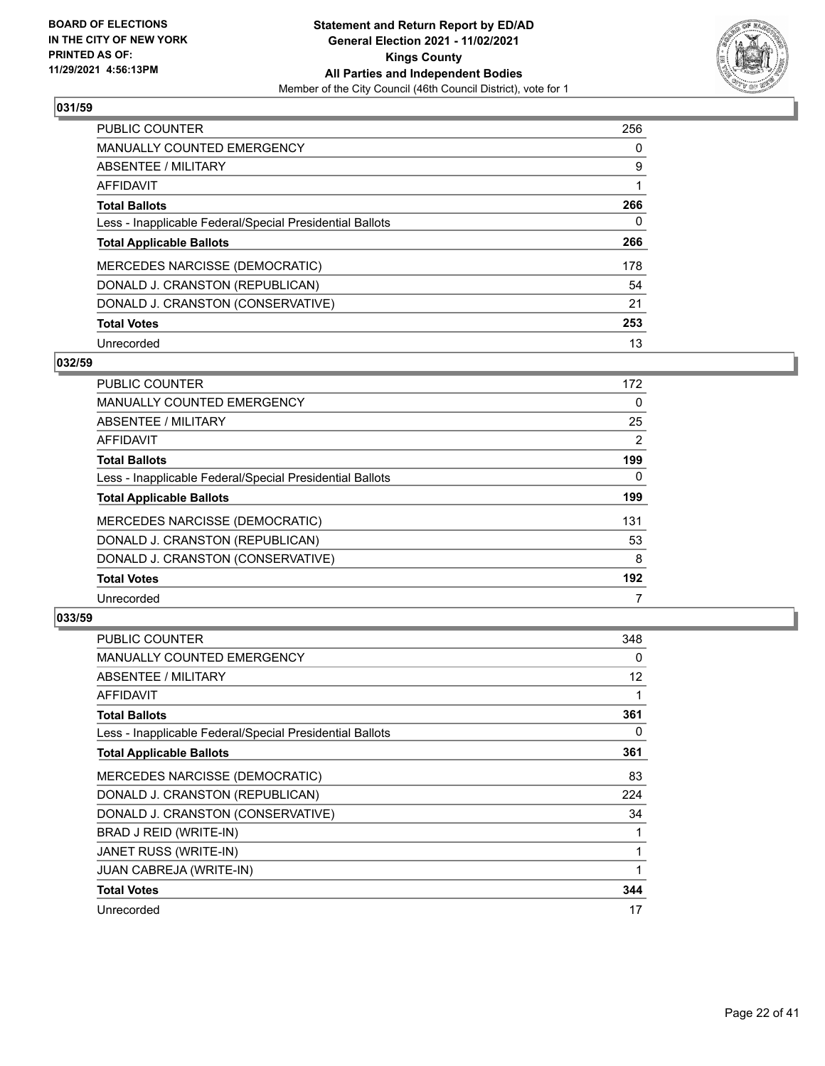## 031/59

| | |
|---|---|
| PUBLIC COUNTER | 256 |
| MANUALLY COUNTED EMERGENCY | 0 |
| ABSENTEE / MILITARY | 9 |
| AFFIDAVIT | 1 |
| **Total Ballots** | **266** |
| Less - Inapplicable Federal/Special Presidential Ballots | 0 |
| **Total Applicable Ballots** | **266** |
| MERCEDES NARCISSE (DEMOCRATIC) | 178 |
| DONALD J. CRANSTON (REPUBLICAN) | 54 |
| DONALD J. CRANSTON (CONSERVATIVE) | 21 |
| **Total Votes** | **253** |
| Unrecorded | 13 |

## 032/59

| | |
|---|---|
| PUBLIC COUNTER | 172 |
| MANUALLY COUNTED EMERGENCY | 0 |
| ABSENTEE / MILITARY | 25 |
| AFFIDAVIT | 2 |
| **Total Ballots** | **199** |
| Less - Inapplicable Federal/Special Presidential Ballots | 0 |
| **Total Applicable Ballots** | **199** |
| MERCEDES NARCISSE (DEMOCRATIC) | 131 |
| DONALD J. CRANSTON (REPUBLICAN) | 53 |
| DONALD J. CRANSTON (CONSERVATIVE) | 8 |
| **Total Votes** | **192** |
| Unrecorded | 7 |

## 033/59

| | |
|---|---|
| PUBLIC COUNTER | 348 |
| MANUALLY COUNTED EMERGENCY | 0 |
| ABSENTEE / MILITARY | 12 |
| AFFIDAVIT | 1 |
| **Total Ballots** | **361** |
| Less - Inapplicable Federal/Special Presidential Ballots | 0 |
| **Total Applicable Ballots** | **361** |
| MERCEDES NARCISSE (DEMOCRATIC) | 83 |
| DONALD J. CRANSTON (REPUBLICAN) | 224 |
| DONALD J. CRANSTON (CONSERVATIVE) | 34 |
| BRAD J REID (WRITE-IN) | 1 |
| JANET RUSS (WRITE-IN) | 1 |
| JUAN CABREJA (WRITE-IN) | 1 |
| **Total Votes** | **344** |
| Unrecorded | 17 |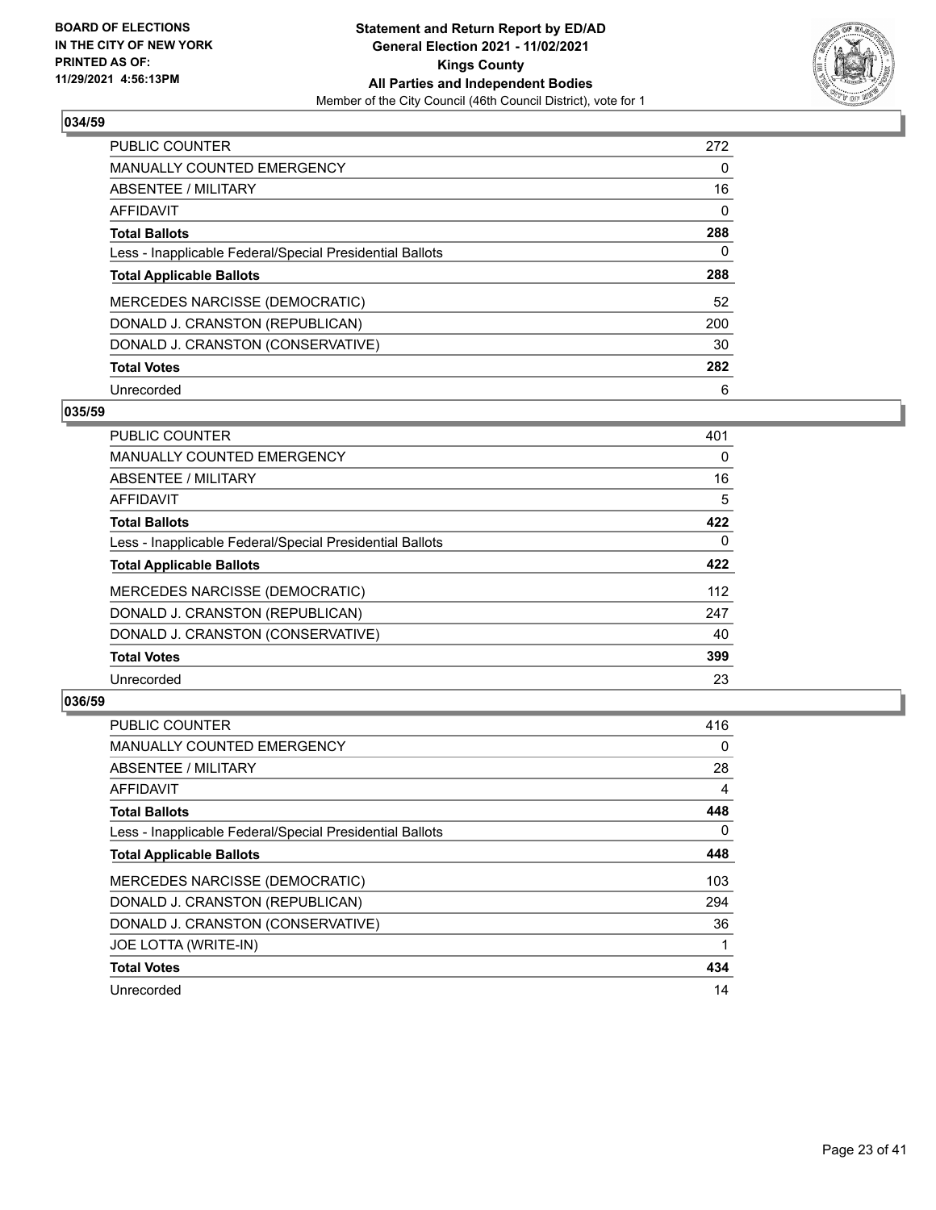**BOARD OF ELECTIONS IN THE CITY OF NEW YORK PRINTED AS OF: 11/29/2021 4:56:13PM**

**Statement and Return Report by ED/AD General Election 2021 - 11/02/2021 Kings County All Parties and Independent Bodies**
Member of the City Council (46th Council District), vote for 1

### 034/59

| | |
|---|---|
| PUBLIC COUNTER | 272 |
| MANUALLY COUNTED EMERGENCY | 0 |
| ABSENTEE / MILITARY | 16 |
| AFFIDAVIT | 0 |
| **Total Ballots** | **288** |
| Less - Inapplicable Federal/Special Presidential Ballots | 0 |
| **Total Applicable Ballots** | **288** |
| MERCEDES NARCISSE (DEMOCRATIC) | 52 |
| DONALD J. CRANSTON (REPUBLICAN) | 200 |
| DONALD J. CRANSTON (CONSERVATIVE) | 30 |
| **Total Votes** | **282** |
| Unrecorded | 6 |

### 035/59

| | |
|---|---|
| PUBLIC COUNTER | 401 |
| MANUALLY COUNTED EMERGENCY | 0 |
| ABSENTEE / MILITARY | 16 |
| AFFIDAVIT | 5 |
| **Total Ballots** | **422** |
| Less - Inapplicable Federal/Special Presidential Ballots | 0 |
| **Total Applicable Ballots** | **422** |
| MERCEDES NARCISSE (DEMOCRATIC) | 112 |
| DONALD J. CRANSTON (REPUBLICAN) | 247 |
| DONALD J. CRANSTON (CONSERVATIVE) | 40 |
| **Total Votes** | **399** |
| Unrecorded | 23 |

### 036/59

| | |
|---|---|
| PUBLIC COUNTER | 416 |
| MANUALLY COUNTED EMERGENCY | 0 |
| ABSENTEE / MILITARY | 28 |
| AFFIDAVIT | 4 |
| **Total Ballots** | **448** |
| Less - Inapplicable Federal/Special Presidential Ballots | 0 |
| **Total Applicable Ballots** | **448** |
| MERCEDES NARCISSE (DEMOCRATIC) | 103 |
| DONALD J. CRANSTON (REPUBLICAN) | 294 |
| DONALD J. CRANSTON (CONSERVATIVE) | 36 |
| JOE LOTTA (WRITE-IN) | 1 |
| **Total Votes** | **434** |
| Unrecorded | 14 |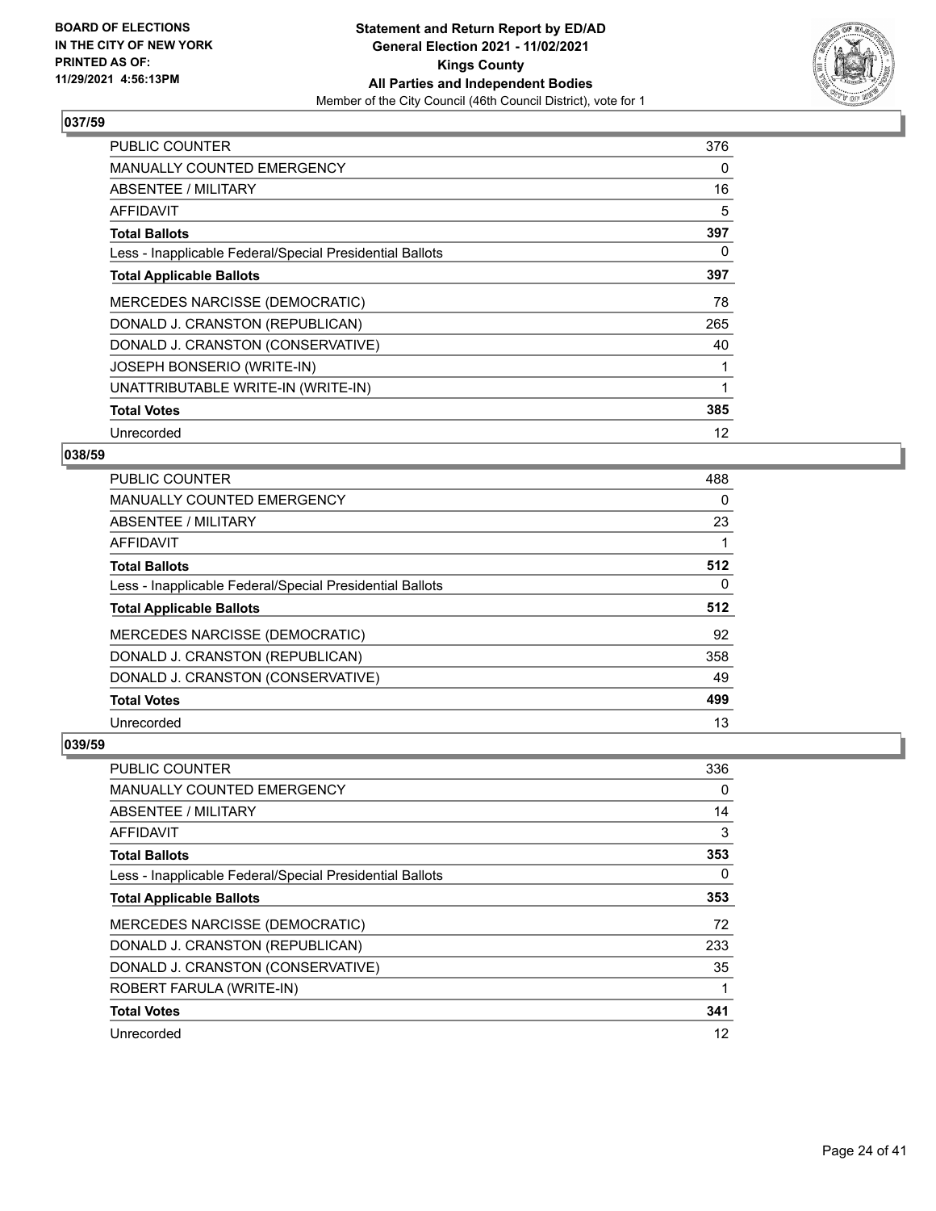BOARD OF ELECTIONS
IN THE CITY OF NEW YORK
PRINTED AS OF:
11/29/2021 4:56:13PM

**Statement and Return Report by ED/AD**
**General Election 2021 - 11/02/2021**
**Kings County**
**All Parties and Independent Bodies**
Member of the City Council (46th Council District), vote for 1

### 037/59

| | |
|---|---|
| PUBLIC COUNTER | 376 |
| MANUALLY COUNTED EMERGENCY | 0 |
| ABSENTEE / MILITARY | 16 |
| AFFIDAVIT | 5 |
| **Total Ballots** | **397** |
| Less - Inapplicable Federal/Special Presidential Ballots | 0 |
| **Total Applicable Ballots** | **397** |
| MERCEDES NARCISSE (DEMOCRATIC) | 78 |
| DONALD J. CRANSTON (REPUBLICAN) | 265 |
| DONALD J. CRANSTON (CONSERVATIVE) | 40 |
| JOSEPH BONSERIO (WRITE-IN) | 1 |
| UNATTRIBUTABLE WRITE-IN (WRITE-IN) | 1 |
| **Total Votes** | **385** |
| Unrecorded | 12 |

### 038/59

| | |
|---|---|
| PUBLIC COUNTER | 488 |
| MANUALLY COUNTED EMERGENCY | 0 |
| ABSENTEE / MILITARY | 23 |
| AFFIDAVIT | 1 |
| **Total Ballots** | **512** |
| Less - Inapplicable Federal/Special Presidential Ballots | 0 |
| **Total Applicable Ballots** | **512** |
| MERCEDES NARCISSE (DEMOCRATIC) | 92 |
| DONALD J. CRANSTON (REPUBLICAN) | 358 |
| DONALD J. CRANSTON (CONSERVATIVE) | 49 |
| **Total Votes** | **499** |
| Unrecorded | 13 |

### 039/59

| | |
|---|---|
| PUBLIC COUNTER | 336 |
| MANUALLY COUNTED EMERGENCY | 0 |
| ABSENTEE / MILITARY | 14 |
| AFFIDAVIT | 3 |
| **Total Ballots** | **353** |
| Less - Inapplicable Federal/Special Presidential Ballots | 0 |
| **Total Applicable Ballots** | **353** |
| MERCEDES NARCISSE (DEMOCRATIC) | 72 |
| DONALD J. CRANSTON (REPUBLICAN) | 233 |
| DONALD J. CRANSTON (CONSERVATIVE) | 35 |
| ROBERT FARULA (WRITE-IN) | 1 |
| **Total Votes** | **341** |
| Unrecorded | 12 |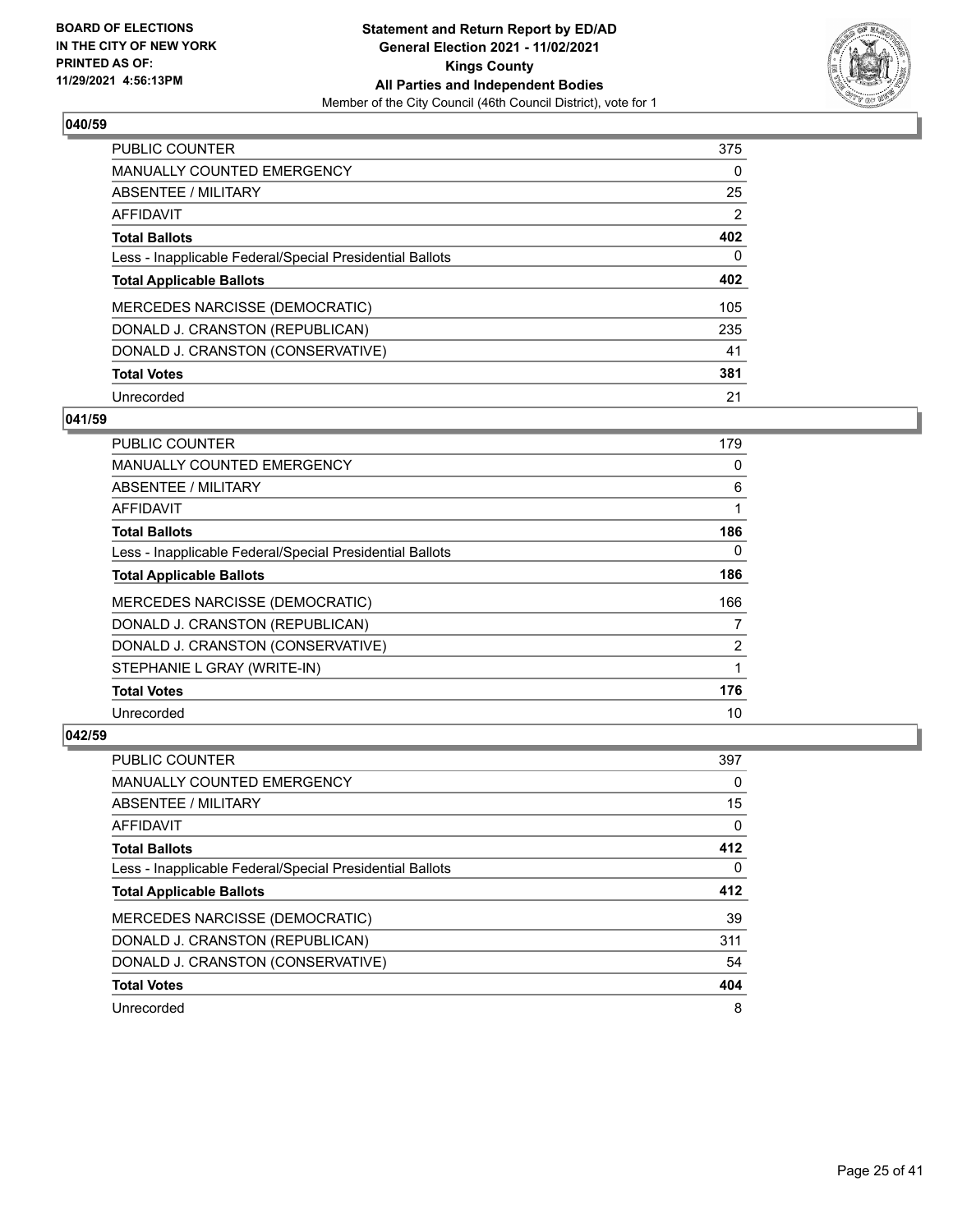**BOARD OF ELECTIONS IN THE CITY OF NEW YORK PRINTED AS OF: 11/29/2021 4:56:13PM**

**Statement and Return Report by ED/AD General Election 2021 - 11/02/2021 Kings County All Parties and Independent Bodies**
Member of the City Council (46th Council District), vote for 1

## 040/59

| | |
|---|---|
| PUBLIC COUNTER | 375 |
| MANUALLY COUNTED EMERGENCY | 0 |
| ABSENTEE / MILITARY | 25 |
| AFFIDAVIT | 2 |
| **Total Ballots** | **402** |
| Less - Inapplicable Federal/Special Presidential Ballots | 0 |
| **Total Applicable Ballots** | **402** |
| MERCEDES NARCISSE (DEMOCRATIC) | 105 |
| DONALD J. CRANSTON (REPUBLICAN) | 235 |
| DONALD J. CRANSTON (CONSERVATIVE) | 41 |
| **Total Votes** | **381** |
| Unrecorded | 21 |

## 041/59

| | |
|---|---|
| PUBLIC COUNTER | 179 |
| MANUALLY COUNTED EMERGENCY | 0 |
| ABSENTEE / MILITARY | 6 |
| AFFIDAVIT | 1 |
| **Total Ballots** | **186** |
| Less - Inapplicable Federal/Special Presidential Ballots | 0 |
| **Total Applicable Ballots** | **186** |
| MERCEDES NARCISSE (DEMOCRATIC) | 166 |
| DONALD J. CRANSTON (REPUBLICAN) | 7 |
| DONALD J. CRANSTON (CONSERVATIVE) | 2 |
| STEPHANIE L GRAY (WRITE-IN) | 1 |
| **Total Votes** | **176** |
| Unrecorded | 10 |

## 042/59

| | |
|---|---|
| PUBLIC COUNTER | 397 |
| MANUALLY COUNTED EMERGENCY | 0 |
| ABSENTEE / MILITARY | 15 |
| AFFIDAVIT | 0 |
| **Total Ballots** | **412** |
| Less - Inapplicable Federal/Special Presidential Ballots | 0 |
| **Total Applicable Ballots** | **412** |
| MERCEDES NARCISSE (DEMOCRATIC) | 39 |
| DONALD J. CRANSTON (REPUBLICAN) | 311 |
| DONALD J. CRANSTON (CONSERVATIVE) | 54 |
| **Total Votes** | **404** |
| Unrecorded | 8 |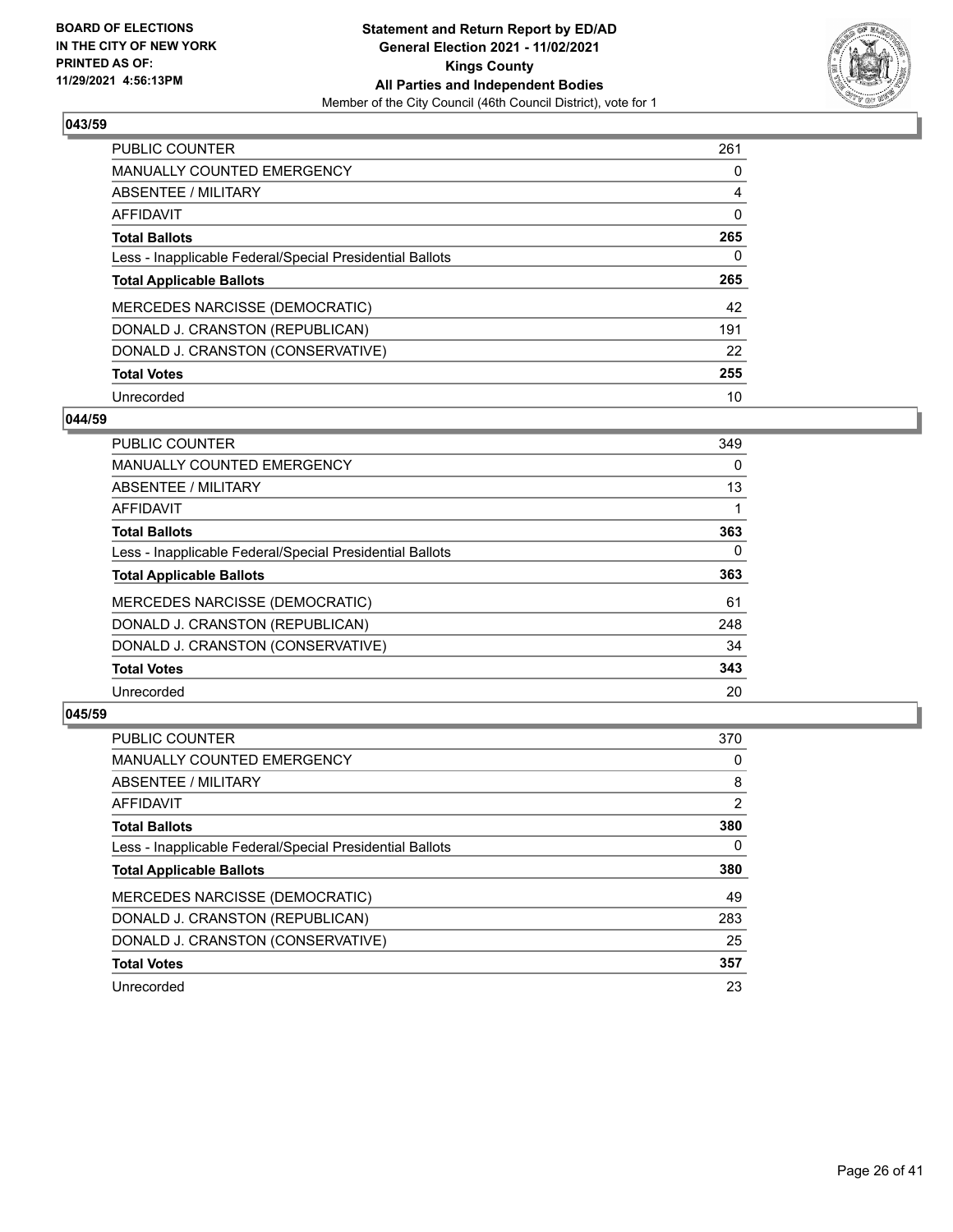**BOARD OF ELECTIONS IN THE CITY OF NEW YORK PRINTED AS OF: 11/29/2021 4:56:13PM**

**Statement and Return Report by ED/AD General Election 2021 - 11/02/2021 Kings County All Parties and Independent Bodies**

Member of the City Council (46th Council District), vote for 1

### 043/59

| | |
|---|---|
| PUBLIC COUNTER | 261 |
| MANUALLY COUNTED EMERGENCY | 0 |
| ABSENTEE / MILITARY | 4 |
| AFFIDAVIT | 0 |
| **Total Ballots** | **265** |
| Less - Inapplicable Federal/Special Presidential Ballots | 0 |
| **Total Applicable Ballots** | **265** |
| MERCEDES NARCISSE (DEMOCRATIC) | 42 |
| DONALD J. CRANSTON (REPUBLICAN) | 191 |
| DONALD J. CRANSTON (CONSERVATIVE) | 22 |
| **Total Votes** | **255** |
| Unrecorded | 10 |

### 044/59

| | |
|---|---|
| PUBLIC COUNTER | 349 |
| MANUALLY COUNTED EMERGENCY | 0 |
| ABSENTEE / MILITARY | 13 |
| AFFIDAVIT | 1 |
| **Total Ballots** | **363** |
| Less - Inapplicable Federal/Special Presidential Ballots | 0 |
| **Total Applicable Ballots** | **363** |
| MERCEDES NARCISSE (DEMOCRATIC) | 61 |
| DONALD J. CRANSTON (REPUBLICAN) | 248 |
| DONALD J. CRANSTON (CONSERVATIVE) | 34 |
| **Total Votes** | **343** |
| Unrecorded | 20 |

### 045/59

| | |
|---|---|
| PUBLIC COUNTER | 370 |
| MANUALLY COUNTED EMERGENCY | 0 |
| ABSENTEE / MILITARY | 8 |
| AFFIDAVIT | 2 |
| **Total Ballots** | **380** |
| Less - Inapplicable Federal/Special Presidential Ballots | 0 |
| **Total Applicable Ballots** | **380** |
| MERCEDES NARCISSE (DEMOCRATIC) | 49 |
| DONALD J. CRANSTON (REPUBLICAN) | 283 |
| DONALD J. CRANSTON (CONSERVATIVE) | 25 |
| **Total Votes** | **357** |
| Unrecorded | 23 |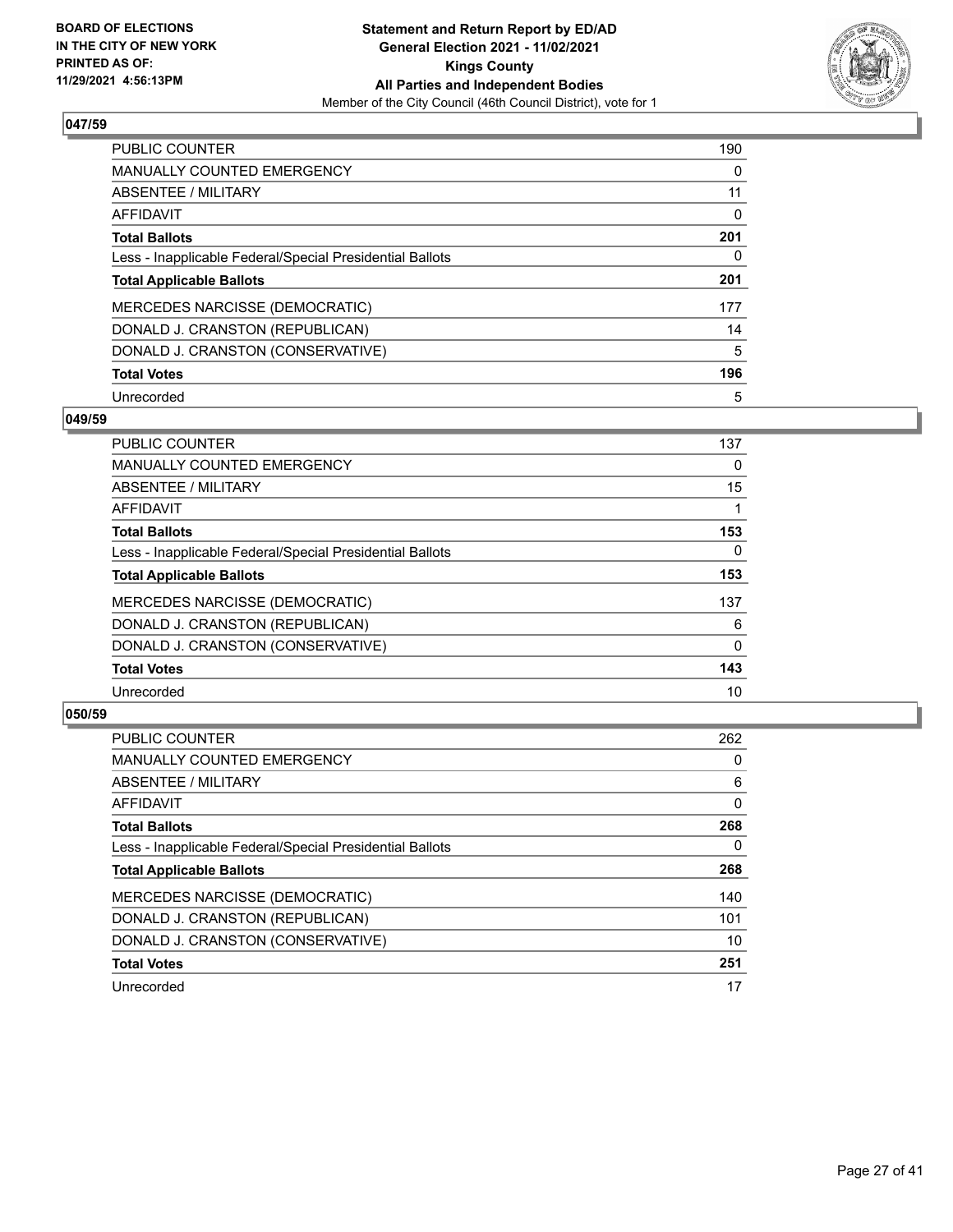**Statement and Return Report by ED/AD**
**General Election 2021 - 11/02/2021**
**Kings County**
**All Parties and Independent Bodies**
Member of the City Council (46th Council District), vote for 1

BOARD OF ELECTIONS
IN THE CITY OF NEW YORK
PRINTED AS OF:
11/29/2021 4:56:13PM

## 047/59

| | |
|---|---|
| PUBLIC COUNTER | 190 |
| MANUALLY COUNTED EMERGENCY | 0 |
| ABSENTEE / MILITARY | 11 |
| AFFIDAVIT | 0 |
| **Total Ballots** | **201** |
| Less - Inapplicable Federal/Special Presidential Ballots | 0 |
| **Total Applicable Ballots** | **201** |
| MERCEDES NARCISSE (DEMOCRATIC) | 177 |
| DONALD J. CRANSTON (REPUBLICAN) | 14 |
| DONALD J. CRANSTON (CONSERVATIVE) | 5 |
| **Total Votes** | **196** |
| Unrecorded | 5 |

## 049/59

| | |
|---|---|
| PUBLIC COUNTER | 137 |
| MANUALLY COUNTED EMERGENCY | 0 |
| ABSENTEE / MILITARY | 15 |
| AFFIDAVIT | 1 |
| **Total Ballots** | **153** |
| Less - Inapplicable Federal/Special Presidential Ballots | 0 |
| **Total Applicable Ballots** | **153** |
| MERCEDES NARCISSE (DEMOCRATIC) | 137 |
| DONALD J. CRANSTON (REPUBLICAN) | 6 |
| DONALD J. CRANSTON (CONSERVATIVE) | 0 |
| **Total Votes** | **143** |
| Unrecorded | 10 |

## 050/59

| | |
|---|---|
| PUBLIC COUNTER | 262 |
| MANUALLY COUNTED EMERGENCY | 0 |
| ABSENTEE / MILITARY | 6 |
| AFFIDAVIT | 0 |
| **Total Ballots** | **268** |
| Less - Inapplicable Federal/Special Presidential Ballots | 0 |
| **Total Applicable Ballots** | **268** |
| MERCEDES NARCISSE (DEMOCRATIC) | 140 |
| DONALD J. CRANSTON (REPUBLICAN) | 101 |
| DONALD J. CRANSTON (CONSERVATIVE) | 10 |
| **Total Votes** | **251** |
| Unrecorded | 17 |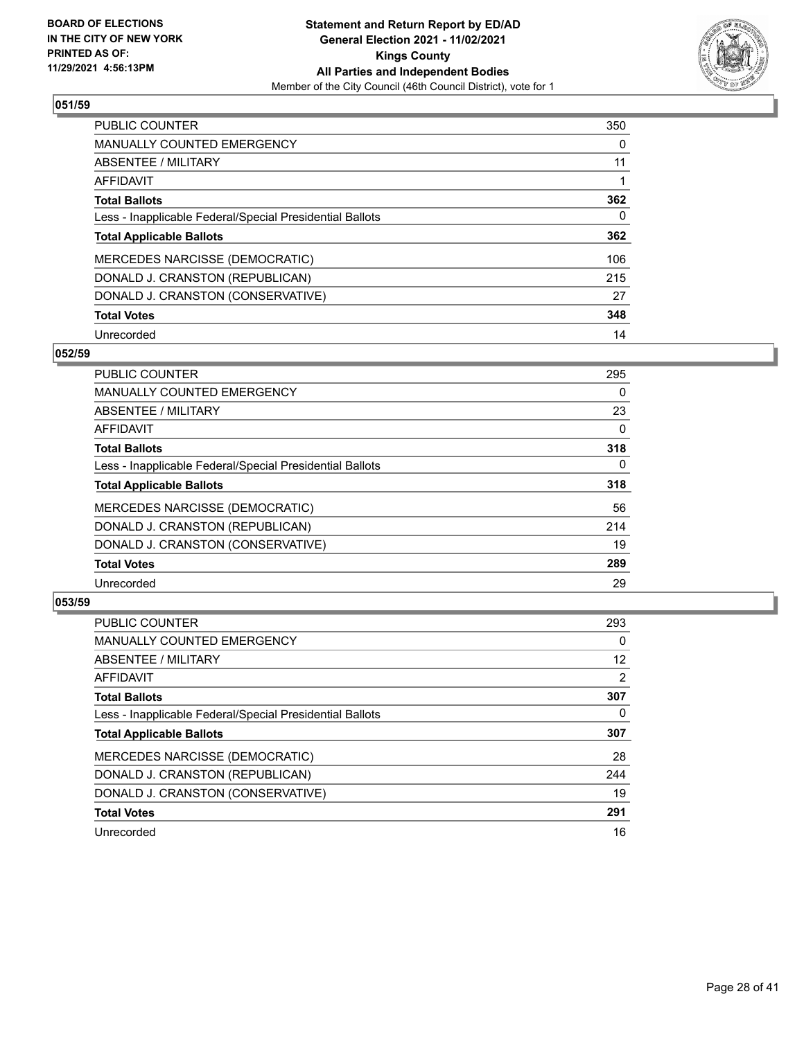BOARD OF ELECTIONS
IN THE CITY OF NEW YORK
PRINTED AS OF:
11/29/2021 4:56:13PM

**Statement and Return Report by ED/AD**
**General Election 2021 - 11/02/2021**
**Kings County**
**All Parties and Independent Bodies**
Member of the City Council (46th Council District), vote for 1

### 051/59

| | |
|---|---|
| PUBLIC COUNTER | 350 |
| MANUALLY COUNTED EMERGENCY | 0 |
| ABSENTEE / MILITARY | 11 |
| AFFIDAVIT | 1 |
| **Total Ballots** | **362** |
| Less - Inapplicable Federal/Special Presidential Ballots | 0 |
| **Total Applicable Ballots** | **362** |
| MERCEDES NARCISSE (DEMOCRATIC) | 106 |
| DONALD J. CRANSTON (REPUBLICAN) | 215 |
| DONALD J. CRANSTON (CONSERVATIVE) | 27 |
| **Total Votes** | **348** |
| Unrecorded | 14 |

### 052/59

| | |
|---|---|
| PUBLIC COUNTER | 295 |
| MANUALLY COUNTED EMERGENCY | 0 |
| ABSENTEE / MILITARY | 23 |
| AFFIDAVIT | 0 |
| **Total Ballots** | **318** |
| Less - Inapplicable Federal/Special Presidential Ballots | 0 |
| **Total Applicable Ballots** | **318** |
| MERCEDES NARCISSE (DEMOCRATIC) | 56 |
| DONALD J. CRANSTON (REPUBLICAN) | 214 |
| DONALD J. CRANSTON (CONSERVATIVE) | 19 |
| **Total Votes** | **289** |
| Unrecorded | 29 |

### 053/59

| | |
|---|---|
| PUBLIC COUNTER | 293 |
| MANUALLY COUNTED EMERGENCY | 0 |
| ABSENTEE / MILITARY | 12 |
| AFFIDAVIT | 2 |
| **Total Ballots** | **307** |
| Less - Inapplicable Federal/Special Presidential Ballots | 0 |
| **Total Applicable Ballots** | **307** |
| MERCEDES NARCISSE (DEMOCRATIC) | 28 |
| DONALD J. CRANSTON (REPUBLICAN) | 244 |
| DONALD J. CRANSTON (CONSERVATIVE) | 19 |
| **Total Votes** | **291** |
| Unrecorded | 16 |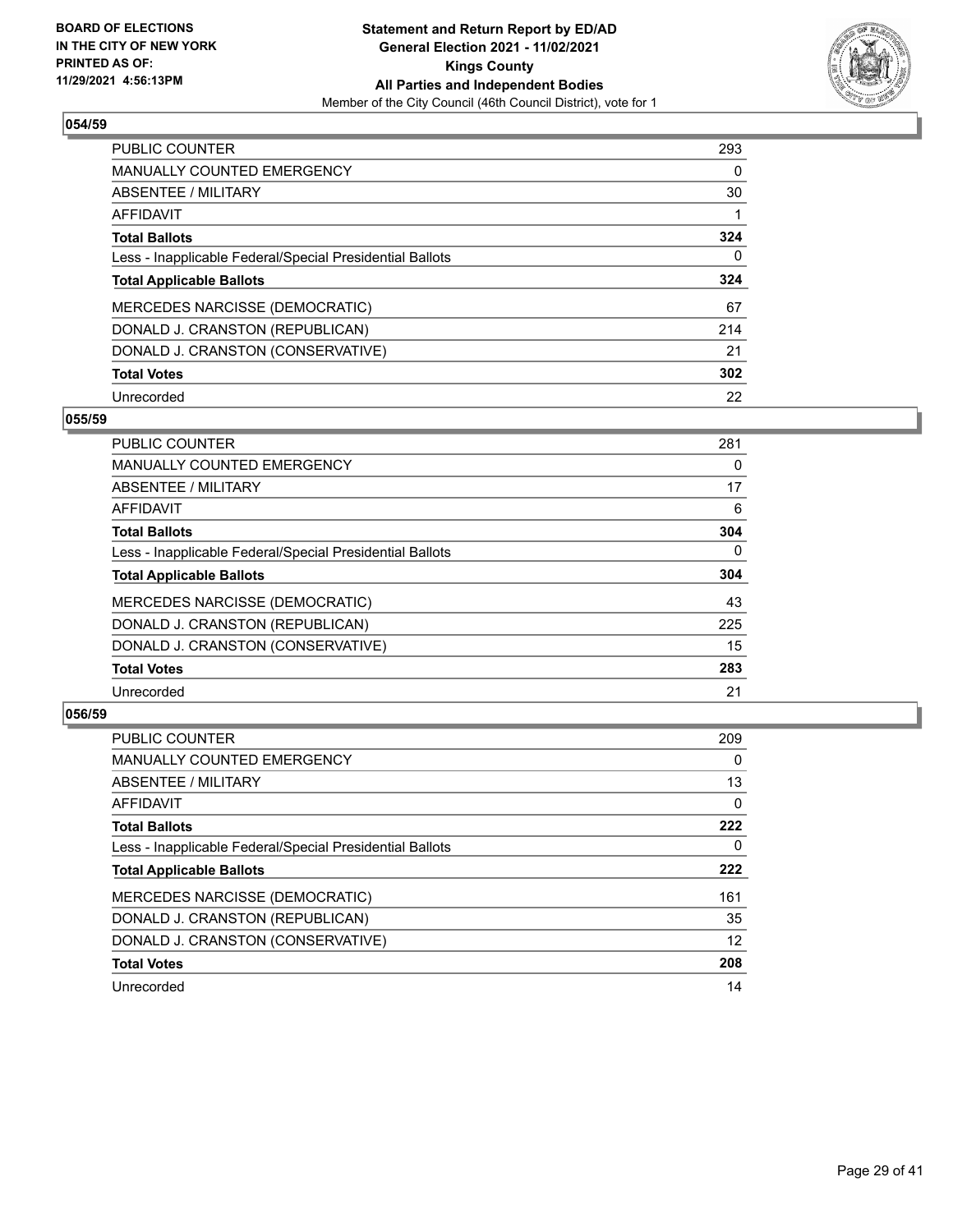**BOARD OF ELECTIONS IN THE CITY OF NEW YORK PRINTED AS OF: 11/29/2021 4:56:13PM**

**Statement and Return Report by ED/AD General Election 2021 - 11/02/2021 Kings County All Parties and Independent Bodies**

Member of the City Council (46th Council District), vote for 1

### 054/59

| | |
|---|---|
| PUBLIC COUNTER | 293 |
| MANUALLY COUNTED EMERGENCY | 0 |
| ABSENTEE / MILITARY | 30 |
| AFFIDAVIT | 1 |
| **Total Ballots** | **324** |
| Less - Inapplicable Federal/Special Presidential Ballots | 0 |
| **Total Applicable Ballots** | **324** |
| MERCEDES NARCISSE (DEMOCRATIC) | 67 |
| DONALD J. CRANSTON (REPUBLICAN) | 214 |
| DONALD J. CRANSTON (CONSERVATIVE) | 21 |
| **Total Votes** | **302** |
| Unrecorded | 22 |

### 055/59

| | |
|---|---|
| PUBLIC COUNTER | 281 |
| MANUALLY COUNTED EMERGENCY | 0 |
| ABSENTEE / MILITARY | 17 |
| AFFIDAVIT | 6 |
| **Total Ballots** | **304** |
| Less - Inapplicable Federal/Special Presidential Ballots | 0 |
| **Total Applicable Ballots** | **304** |
| MERCEDES NARCISSE (DEMOCRATIC) | 43 |
| DONALD J. CRANSTON (REPUBLICAN) | 225 |
| DONALD J. CRANSTON (CONSERVATIVE) | 15 |
| **Total Votes** | **283** |
| Unrecorded | 21 |

### 056/59

| | |
|---|---|
| PUBLIC COUNTER | 209 |
| MANUALLY COUNTED EMERGENCY | 0 |
| ABSENTEE / MILITARY | 13 |
| AFFIDAVIT | 0 |
| **Total Ballots** | **222** |
| Less - Inapplicable Federal/Special Presidential Ballots | 0 |
| **Total Applicable Ballots** | **222** |
| MERCEDES NARCISSE (DEMOCRATIC) | 161 |
| DONALD J. CRANSTON (REPUBLICAN) | 35 |
| DONALD J. CRANSTON (CONSERVATIVE) | 12 |
| **Total Votes** | **208** |
| Unrecorded | 14 |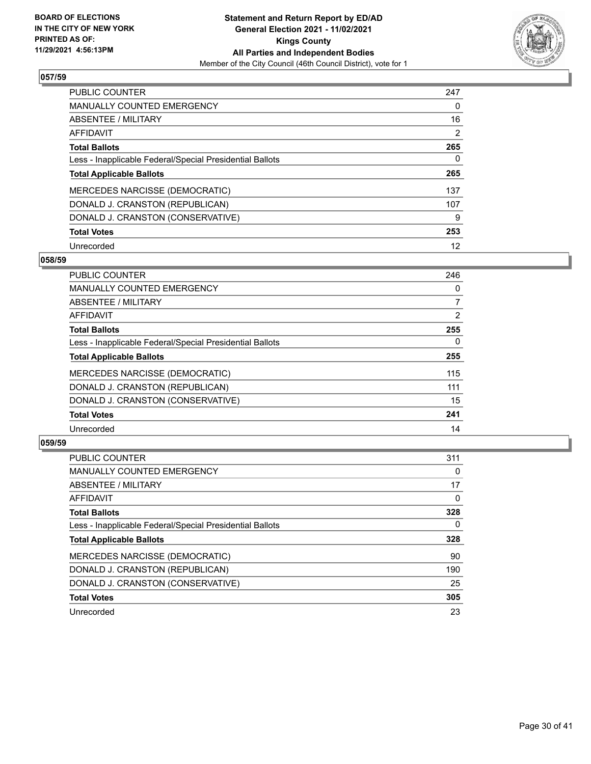**BOARD OF ELECTIONS IN THE CITY OF NEW YORK PRINTED AS OF: 11/29/2021 4:56:13PM**

**Statement and Return Report by ED/AD General Election 2021 - 11/02/2021 Kings County All Parties and Independent Bodies**
Member of the City Council (46th Council District), vote for 1

### 057/59

| | |
|---|---|
| PUBLIC COUNTER | 247 |
| MANUALLY COUNTED EMERGENCY | 0 |
| ABSENTEE / MILITARY | 16 |
| AFFIDAVIT | 2 |
| **Total Ballots** | **265** |
| Less - Inapplicable Federal/Special Presidential Ballots | 0 |
| **Total Applicable Ballots** | **265** |
| MERCEDES NARCISSE (DEMOCRATIC) | 137 |
| DONALD J. CRANSTON (REPUBLICAN) | 107 |
| DONALD J. CRANSTON (CONSERVATIVE) | 9 |
| **Total Votes** | **253** |
| Unrecorded | 12 |

### 058/59

| | |
|---|---|
| PUBLIC COUNTER | 246 |
| MANUALLY COUNTED EMERGENCY | 0 |
| ABSENTEE / MILITARY | 7 |
| AFFIDAVIT | 2 |
| **Total Ballots** | **255** |
| Less - Inapplicable Federal/Special Presidential Ballots | 0 |
| **Total Applicable Ballots** | **255** |
| MERCEDES NARCISSE (DEMOCRATIC) | 115 |
| DONALD J. CRANSTON (REPUBLICAN) | 111 |
| DONALD J. CRANSTON (CONSERVATIVE) | 15 |
| **Total Votes** | **241** |
| Unrecorded | 14 |

### 059/59

| | |
|---|---|
| PUBLIC COUNTER | 311 |
| MANUALLY COUNTED EMERGENCY | 0 |
| ABSENTEE / MILITARY | 17 |
| AFFIDAVIT | 0 |
| **Total Ballots** | **328** |
| Less - Inapplicable Federal/Special Presidential Ballots | 0 |
| **Total Applicable Ballots** | **328** |
| MERCEDES NARCISSE (DEMOCRATIC) | 90 |
| DONALD J. CRANSTON (REPUBLICAN) | 190 |
| DONALD J. CRANSTON (CONSERVATIVE) | 25 |
| **Total Votes** | **305** |
| Unrecorded | 23 |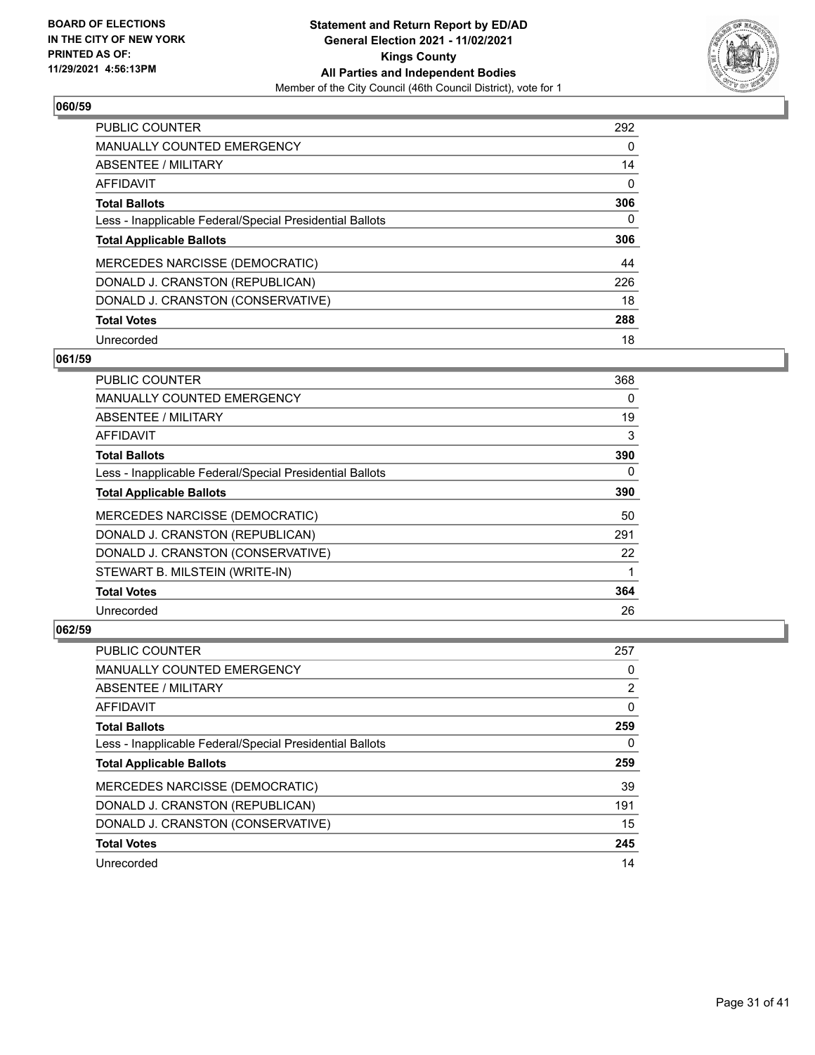**Statement and Return Report by ED/AD**
**General Election 2021 - 11/02/2021**
**Kings County**
**All Parties and Independent Bodies**
Member of the City Council (46th Council District), vote for 1

BOARD OF ELECTIONS
IN THE CITY OF NEW YORK
PRINTED AS OF:
11/29/2021 4:56:13PM

## 060/59

| | |
|---|---|
| PUBLIC COUNTER | 292 |
| MANUALLY COUNTED EMERGENCY | 0 |
| ABSENTEE / MILITARY | 14 |
| AFFIDAVIT | 0 |
| **Total Ballots** | **306** |
| Less - Inapplicable Federal/Special Presidential Ballots | 0 |
| **Total Applicable Ballots** | **306** |
| MERCEDES NARCISSE (DEMOCRATIC) | 44 |
| DONALD J. CRANSTON (REPUBLICAN) | 226 |
| DONALD J. CRANSTON (CONSERVATIVE) | 18 |
| **Total Votes** | **288** |
| Unrecorded | 18 |

## 061/59

| | |
|---|---|
| PUBLIC COUNTER | 368 |
| MANUALLY COUNTED EMERGENCY | 0 |
| ABSENTEE / MILITARY | 19 |
| AFFIDAVIT | 3 |
| **Total Ballots** | **390** |
| Less - Inapplicable Federal/Special Presidential Ballots | 0 |
| **Total Applicable Ballots** | **390** |
| MERCEDES NARCISSE (DEMOCRATIC) | 50 |
| DONALD J. CRANSTON (REPUBLICAN) | 291 |
| DONALD J. CRANSTON (CONSERVATIVE) | 22 |
| STEWART B. MILSTEIN (WRITE-IN) | 1 |
| **Total Votes** | **364** |
| Unrecorded | 26 |

## 062/59

| | |
|---|---|
| PUBLIC COUNTER | 257 |
| MANUALLY COUNTED EMERGENCY | 0 |
| ABSENTEE / MILITARY | 2 |
| AFFIDAVIT | 0 |
| **Total Ballots** | **259** |
| Less - Inapplicable Federal/Special Presidential Ballots | 0 |
| **Total Applicable Ballots** | **259** |
| MERCEDES NARCISSE (DEMOCRATIC) | 39 |
| DONALD J. CRANSTON (REPUBLICAN) | 191 |
| DONALD J. CRANSTON (CONSERVATIVE) | 15 |
| **Total Votes** | **245** |
| Unrecorded | 14 |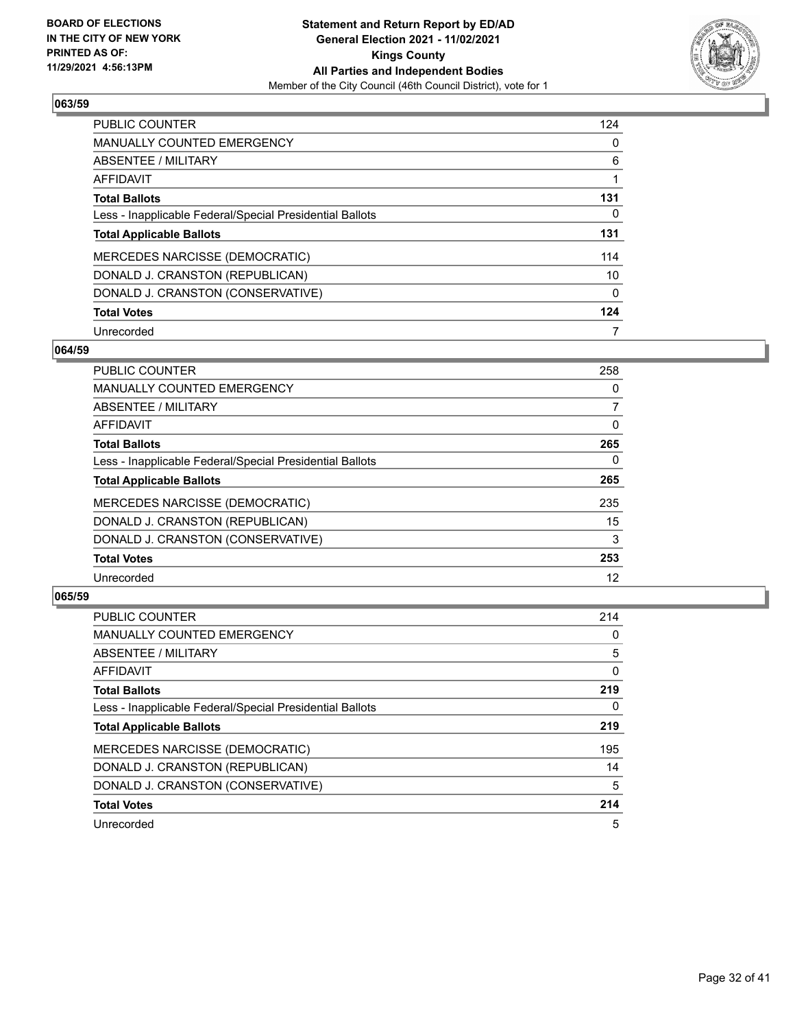**BOARD OF ELECTIONS IN THE CITY OF NEW YORK PRINTED AS OF: 11/29/2021 4:56:13PM**

**Statement and Return Report by ED/AD General Election 2021 - 11/02/2021 Kings County All Parties and Independent Bodies**

Member of the City Council (46th Council District), vote for 1

## 063/59

| | |
|---|---|
| PUBLIC COUNTER | 124 |
| MANUALLY COUNTED EMERGENCY | 0 |
| ABSENTEE / MILITARY | 6 |
| AFFIDAVIT | 1 |
| **Total Ballots** | **131** |
| Less - Inapplicable Federal/Special Presidential Ballots | 0 |
| **Total Applicable Ballots** | **131** |
| MERCEDES NARCISSE (DEMOCRATIC) | 114 |
| DONALD J. CRANSTON (REPUBLICAN) | 10 |
| DONALD J. CRANSTON (CONSERVATIVE) | 0 |
| **Total Votes** | **124** |
| Unrecorded | 7 |

## 064/59

| | |
|---|---|
| PUBLIC COUNTER | 258 |
| MANUALLY COUNTED EMERGENCY | 0 |
| ABSENTEE / MILITARY | 7 |
| AFFIDAVIT | 0 |
| **Total Ballots** | **265** |
| Less - Inapplicable Federal/Special Presidential Ballots | 0 |
| **Total Applicable Ballots** | **265** |
| MERCEDES NARCISSE (DEMOCRATIC) | 235 |
| DONALD J. CRANSTON (REPUBLICAN) | 15 |
| DONALD J. CRANSTON (CONSERVATIVE) | 3 |
| **Total Votes** | **253** |
| Unrecorded | 12 |

## 065/59

| | |
|---|---|
| PUBLIC COUNTER | 214 |
| MANUALLY COUNTED EMERGENCY | 0 |
| ABSENTEE / MILITARY | 5 |
| AFFIDAVIT | 0 |
| **Total Ballots** | **219** |
| Less - Inapplicable Federal/Special Presidential Ballots | 0 |
| **Total Applicable Ballots** | **219** |
| MERCEDES NARCISSE (DEMOCRATIC) | 195 |
| DONALD J. CRANSTON (REPUBLICAN) | 14 |
| DONALD J. CRANSTON (CONSERVATIVE) | 5 |
| **Total Votes** | **214** |
| Unrecorded | 5 |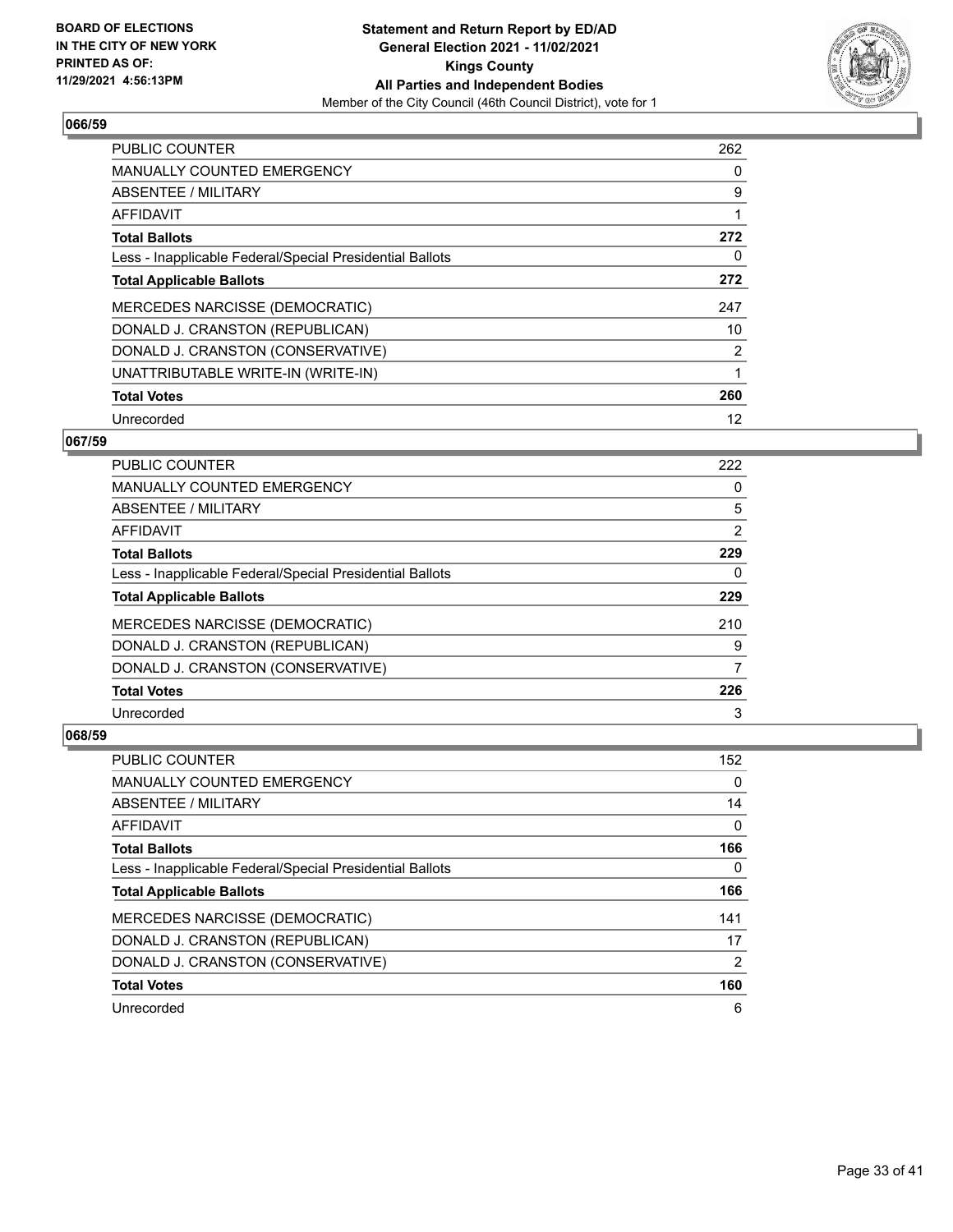**BOARD OF ELECTIONS IN THE CITY OF NEW YORK PRINTED AS OF: 11/29/2021 4:56:13PM**

**Statement and Return Report by ED/AD General Election 2021 - 11/02/2021 Kings County All Parties and Independent Bodies**
Member of the City Council (46th Council District), vote for 1

### 066/59

| | |
|---|---|
| PUBLIC COUNTER | 262 |
| MANUALLY COUNTED EMERGENCY | 0 |
| ABSENTEE / MILITARY | 9 |
| AFFIDAVIT | 1 |
| **Total Ballots** | **272** |
| Less - Inapplicable Federal/Special Presidential Ballots | 0 |
| **Total Applicable Ballots** | **272** |
| MERCEDES NARCISSE (DEMOCRATIC) | 247 |
| DONALD J. CRANSTON (REPUBLICAN) | 10 |
| DONALD J. CRANSTON (CONSERVATIVE) | 2 |
| UNATTRIBUTABLE WRITE-IN (WRITE-IN) | 1 |
| **Total Votes** | **260** |
| Unrecorded | 12 |

### 067/59

| | |
|---|---|
| PUBLIC COUNTER | 222 |
| MANUALLY COUNTED EMERGENCY | 0 |
| ABSENTEE / MILITARY | 5 |
| AFFIDAVIT | 2 |
| **Total Ballots** | **229** |
| Less - Inapplicable Federal/Special Presidential Ballots | 0 |
| **Total Applicable Ballots** | **229** |
| MERCEDES NARCISSE (DEMOCRATIC) | 210 |
| DONALD J. CRANSTON (REPUBLICAN) | 9 |
| DONALD J. CRANSTON (CONSERVATIVE) | 7 |
| **Total Votes** | **226** |
| Unrecorded | 3 |

### 068/59

| | |
|---|---|
| PUBLIC COUNTER | 152 |
| MANUALLY COUNTED EMERGENCY | 0 |
| ABSENTEE / MILITARY | 14 |
| AFFIDAVIT | 0 |
| **Total Ballots** | **166** |
| Less - Inapplicable Federal/Special Presidential Ballots | 0 |
| **Total Applicable Ballots** | **166** |
| MERCEDES NARCISSE (DEMOCRATIC) | 141 |
| DONALD J. CRANSTON (REPUBLICAN) | 17 |
| DONALD J. CRANSTON (CONSERVATIVE) | 2 |
| **Total Votes** | **160** |
| Unrecorded | 6 |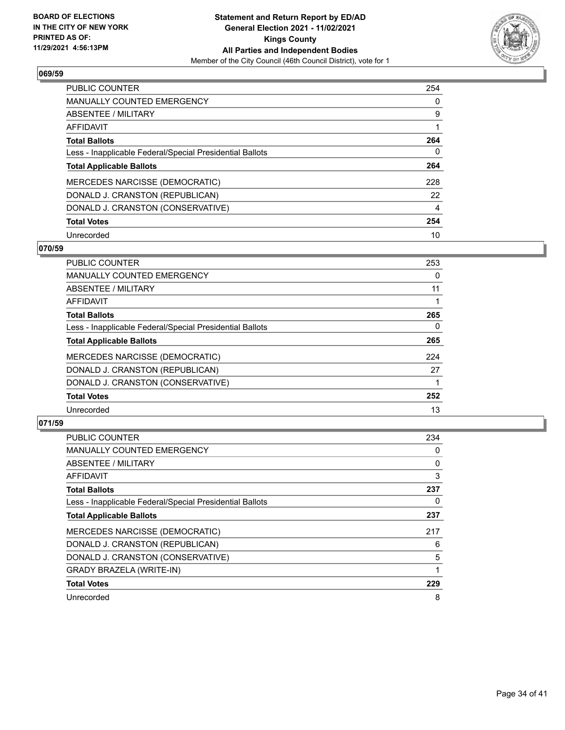**Statement and Return Report by ED/AD**
**General Election 2021 - 11/02/2021**
**Kings County**
**All Parties and Independent Bodies**
Member of the City Council (46th Council District), vote for 1

BOARD OF ELECTIONS IN THE CITY OF NEW YORK PRINTED AS OF: 11/29/2021 4:56:13PM

## 069/59

| | |
|---|---|
| PUBLIC COUNTER | 254 |
| MANUALLY COUNTED EMERGENCY | 0 |
| ABSENTEE / MILITARY | 9 |
| AFFIDAVIT | 1 |
| **Total Ballots** | **264** |
| Less - Inapplicable Federal/Special Presidential Ballots | 0 |
| **Total Applicable Ballots** | **264** |
| MERCEDES NARCISSE (DEMOCRATIC) | 228 |
| DONALD J. CRANSTON (REPUBLICAN) | 22 |
| DONALD J. CRANSTON (CONSERVATIVE) | 4 |
| **Total Votes** | **254** |
| Unrecorded | 10 |

## 070/59

| | |
|---|---|
| PUBLIC COUNTER | 253 |
| MANUALLY COUNTED EMERGENCY | 0 |
| ABSENTEE / MILITARY | 11 |
| AFFIDAVIT | 1 |
| **Total Ballots** | **265** |
| Less - Inapplicable Federal/Special Presidential Ballots | 0 |
| **Total Applicable Ballots** | **265** |
| MERCEDES NARCISSE (DEMOCRATIC) | 224 |
| DONALD J. CRANSTON (REPUBLICAN) | 27 |
| DONALD J. CRANSTON (CONSERVATIVE) | 1 |
| **Total Votes** | **252** |
| Unrecorded | 13 |

## 071/59

| | |
|---|---|
| PUBLIC COUNTER | 234 |
| MANUALLY COUNTED EMERGENCY | 0 |
| ABSENTEE / MILITARY | 0 |
| AFFIDAVIT | 3 |
| **Total Ballots** | **237** |
| Less - Inapplicable Federal/Special Presidential Ballots | 0 |
| **Total Applicable Ballots** | **237** |
| MERCEDES NARCISSE (DEMOCRATIC) | 217 |
| DONALD J. CRANSTON (REPUBLICAN) | 6 |
| DONALD J. CRANSTON (CONSERVATIVE) | 5 |
| GRADY BRAZELA (WRITE-IN) | 1 |
| **Total Votes** | **229** |
| Unrecorded | 8 |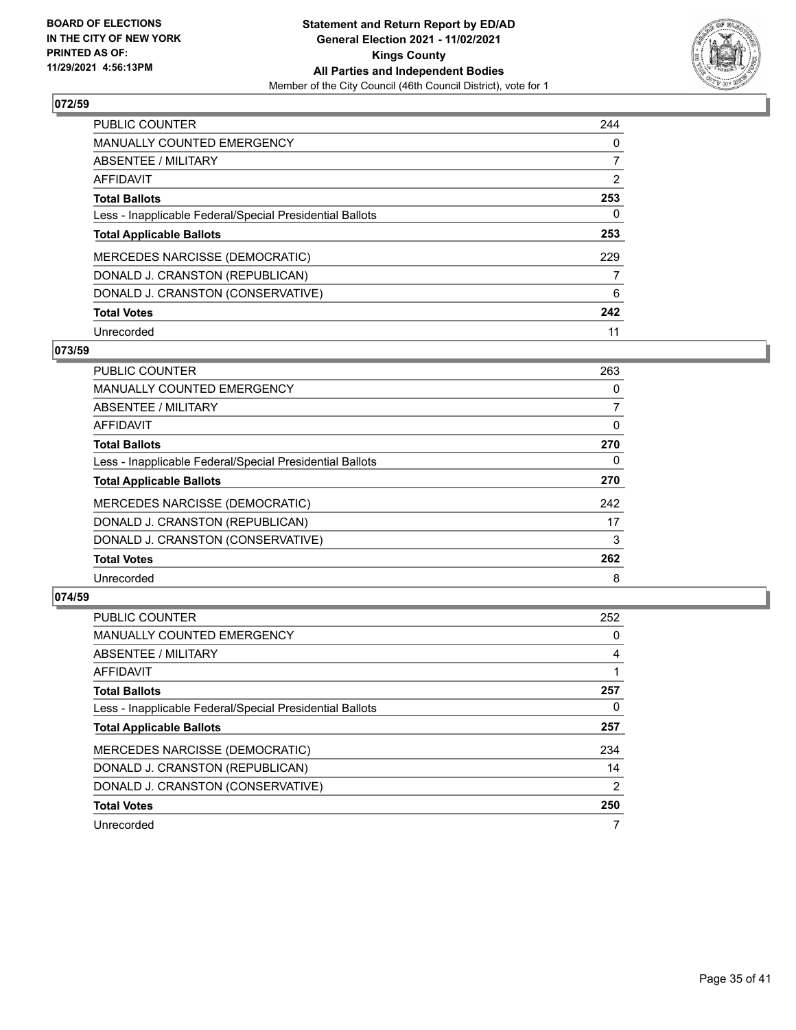**BOARD OF ELECTIONS IN THE CITY OF NEW YORK PRINTED AS OF: 11/29/2021 4:56:13PM**

**Statement and Return Report by ED/AD General Election 2021 - 11/02/2021 Kings County All Parties and Independent Bodies**

Member of the City Council (46th Council District), vote for 1

## 072/59

| | |
|---|---|
| PUBLIC COUNTER | 244 |
| MANUALLY COUNTED EMERGENCY | 0 |
| ABSENTEE / MILITARY | 7 |
| AFFIDAVIT | 2 |
| **Total Ballots** | **253** |
| Less - Inapplicable Federal/Special Presidential Ballots | 0 |
| **Total Applicable Ballots** | **253** |
| MERCEDES NARCISSE (DEMOCRATIC) | 229 |
| DONALD J. CRANSTON (REPUBLICAN) | 7 |
| DONALD J. CRANSTON (CONSERVATIVE) | 6 |
| **Total Votes** | **242** |
| Unrecorded | 11 |

## 073/59

| | |
|---|---|
| PUBLIC COUNTER | 263 |
| MANUALLY COUNTED EMERGENCY | 0 |
| ABSENTEE / MILITARY | 7 |
| AFFIDAVIT | 0 |
| **Total Ballots** | **270** |
| Less - Inapplicable Federal/Special Presidential Ballots | 0 |
| **Total Applicable Ballots** | **270** |
| MERCEDES NARCISSE (DEMOCRATIC) | 242 |
| DONALD J. CRANSTON (REPUBLICAN) | 17 |
| DONALD J. CRANSTON (CONSERVATIVE) | 3 |
| **Total Votes** | **262** |
| Unrecorded | 8 |

## 074/59

| | |
|---|---|
| PUBLIC COUNTER | 252 |
| MANUALLY COUNTED EMERGENCY | 0 |
| ABSENTEE / MILITARY | 4 |
| AFFIDAVIT | 1 |
| **Total Ballots** | **257** |
| Less - Inapplicable Federal/Special Presidential Ballots | 0 |
| **Total Applicable Ballots** | **257** |
| MERCEDES NARCISSE (DEMOCRATIC) | 234 |
| DONALD J. CRANSTON (REPUBLICAN) | 14 |
| DONALD J. CRANSTON (CONSERVATIVE) | 2 |
| **Total Votes** | **250** |
| Unrecorded | 7 |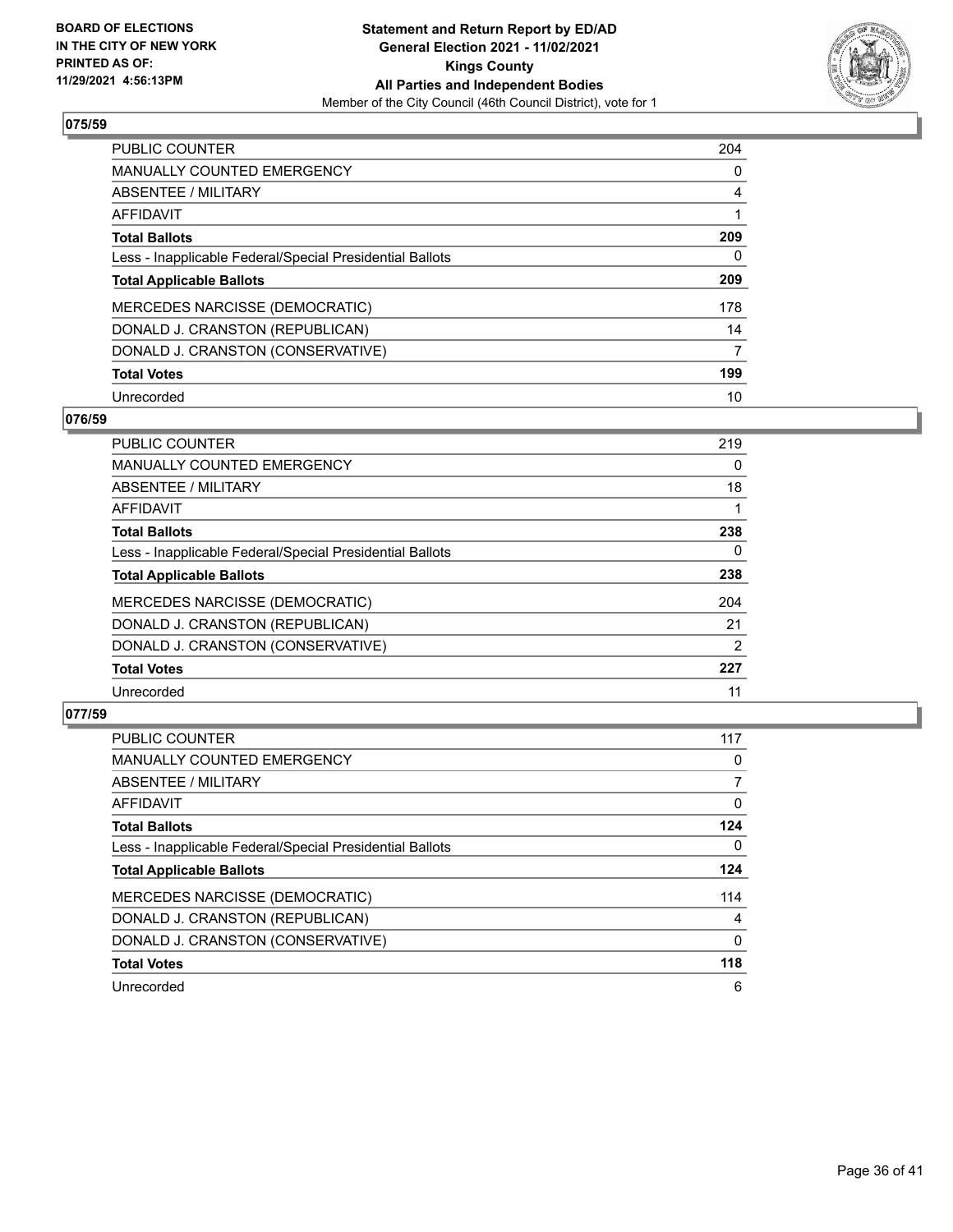BOARD OF ELECTIONS
IN THE CITY OF NEW YORK
PRINTED AS OF:
11/29/2021 4:56:13PM

**Statement and Return Report by ED/AD**
**General Election 2021 - 11/02/2021**
**Kings County**
**All Parties and Independent Bodies**
Member of the City Council (46th Council District), vote for 1

## 075/59

| | |
|---|---|
| PUBLIC COUNTER | 204 |
| MANUALLY COUNTED EMERGENCY | 0 |
| ABSENTEE / MILITARY | 4 |
| AFFIDAVIT | 1 |
| **Total Ballots** | **209** |
| Less - Inapplicable Federal/Special Presidential Ballots | 0 |
| **Total Applicable Ballots** | **209** |
| MERCEDES NARCISSE (DEMOCRATIC) | 178 |
| DONALD J. CRANSTON (REPUBLICAN) | 14 |
| DONALD J. CRANSTON (CONSERVATIVE) | 7 |
| **Total Votes** | **199** |
| Unrecorded | 10 |

## 076/59

| | |
|---|---|
| PUBLIC COUNTER | 219 |
| MANUALLY COUNTED EMERGENCY | 0 |
| ABSENTEE / MILITARY | 18 |
| AFFIDAVIT | 1 |
| **Total Ballots** | **238** |
| Less - Inapplicable Federal/Special Presidential Ballots | 0 |
| **Total Applicable Ballots** | **238** |
| MERCEDES NARCISSE (DEMOCRATIC) | 204 |
| DONALD J. CRANSTON (REPUBLICAN) | 21 |
| DONALD J. CRANSTON (CONSERVATIVE) | 2 |
| **Total Votes** | **227** |
| Unrecorded | 11 |

## 077/59

| | |
|---|---|
| PUBLIC COUNTER | 117 |
| MANUALLY COUNTED EMERGENCY | 0 |
| ABSENTEE / MILITARY | 7 |
| AFFIDAVIT | 0 |
| **Total Ballots** | **124** |
| Less - Inapplicable Federal/Special Presidential Ballots | 0 |
| **Total Applicable Ballots** | **124** |
| MERCEDES NARCISSE (DEMOCRATIC) | 114 |
| DONALD J. CRANSTON (REPUBLICAN) | 4 |
| DONALD J. CRANSTON (CONSERVATIVE) | 0 |
| **Total Votes** | **118** |
| Unrecorded | 6 |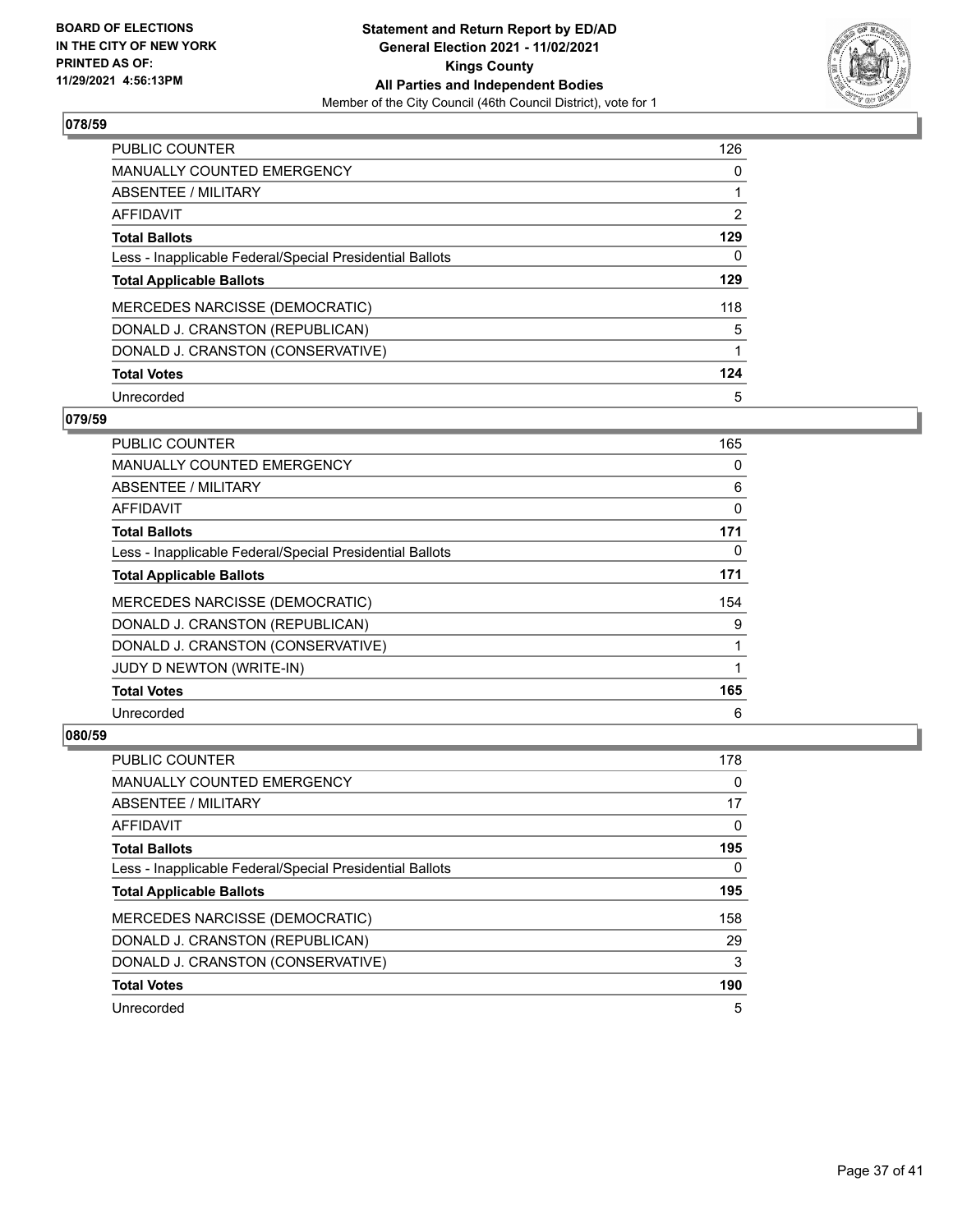**BOARD OF ELECTIONS IN THE CITY OF NEW YORK PRINTED AS OF: 11/29/2021 4:56:13PM**

**Statement and Return Report by ED/AD**
**General Election 2021 - 11/02/2021**
**Kings County**
**All Parties and Independent Bodies**
Member of the City Council (46th Council District), vote for 1

## 078/59

| | |
|---|---|
| PUBLIC COUNTER | 126 |
| MANUALLY COUNTED EMERGENCY | 0 |
| ABSENTEE / MILITARY | 1 |
| AFFIDAVIT | 2 |
| **Total Ballots** | **129** |
| Less - Inapplicable Federal/Special Presidential Ballots | 0 |
| **Total Applicable Ballots** | **129** |
| MERCEDES NARCISSE (DEMOCRATIC) | 118 |
| DONALD J. CRANSTON (REPUBLICAN) | 5 |
| DONALD J. CRANSTON (CONSERVATIVE) | 1 |
| **Total Votes** | **124** |
| Unrecorded | 5 |

## 079/59

| | |
|---|---|
| PUBLIC COUNTER | 165 |
| MANUALLY COUNTED EMERGENCY | 0 |
| ABSENTEE / MILITARY | 6 |
| AFFIDAVIT | 0 |
| **Total Ballots** | **171** |
| Less - Inapplicable Federal/Special Presidential Ballots | 0 |
| **Total Applicable Ballots** | **171** |
| MERCEDES NARCISSE (DEMOCRATIC) | 154 |
| DONALD J. CRANSTON (REPUBLICAN) | 9 |
| DONALD J. CRANSTON (CONSERVATIVE) | 1 |
| JUDY D NEWTON (WRITE-IN) | 1 |
| **Total Votes** | **165** |
| Unrecorded | 6 |

## 080/59

| | |
|---|---|
| PUBLIC COUNTER | 178 |
| MANUALLY COUNTED EMERGENCY | 0 |
| ABSENTEE / MILITARY | 17 |
| AFFIDAVIT | 0 |
| **Total Ballots** | **195** |
| Less - Inapplicable Federal/Special Presidential Ballots | 0 |
| **Total Applicable Ballots** | **195** |
| MERCEDES NARCISSE (DEMOCRATIC) | 158 |
| DONALD J. CRANSTON (REPUBLICAN) | 29 |
| DONALD J. CRANSTON (CONSERVATIVE) | 3 |
| **Total Votes** | **190** |
| Unrecorded | 5 |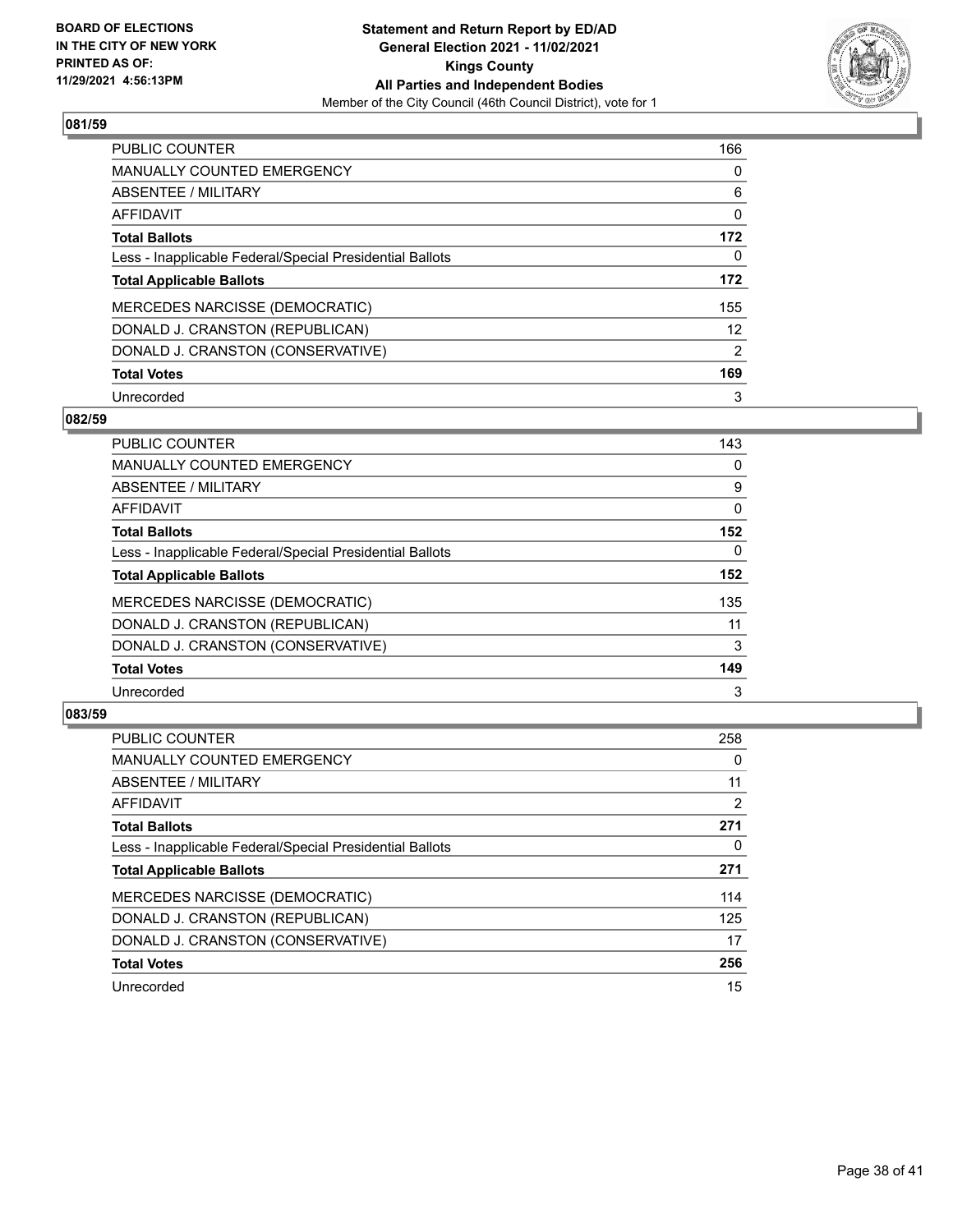**BOARD OF ELECTIONS IN THE CITY OF NEW YORK PRINTED AS OF: 11/29/2021 4:56:13PM**

**Statement and Return Report by ED/AD General Election 2021 - 11/02/2021 Kings County All Parties and Independent Bodies**

Member of the City Council (46th Council District), vote for 1

## 081/59

| | |
|---|---|
| PUBLIC COUNTER | 166 |
| MANUALLY COUNTED EMERGENCY | 0 |
| ABSENTEE / MILITARY | 6 |
| AFFIDAVIT | 0 |
| **Total Ballots** | **172** |
| Less - Inapplicable Federal/Special Presidential Ballots | 0 |
| **Total Applicable Ballots** | **172** |
| MERCEDES NARCISSE (DEMOCRATIC) | 155 |
| DONALD J. CRANSTON (REPUBLICAN) | 12 |
| DONALD J. CRANSTON (CONSERVATIVE) | 2 |
| **Total Votes** | **169** |
| Unrecorded | 3 |

## 082/59

| | |
|---|---|
| PUBLIC COUNTER | 143 |
| MANUALLY COUNTED EMERGENCY | 0 |
| ABSENTEE / MILITARY | 9 |
| AFFIDAVIT | 0 |
| **Total Ballots** | **152** |
| Less - Inapplicable Federal/Special Presidential Ballots | 0 |
| **Total Applicable Ballots** | **152** |
| MERCEDES NARCISSE (DEMOCRATIC) | 135 |
| DONALD J. CRANSTON (REPUBLICAN) | 11 |
| DONALD J. CRANSTON (CONSERVATIVE) | 3 |
| **Total Votes** | **149** |
| Unrecorded | 3 |

## 083/59

| | |
|---|---|
| PUBLIC COUNTER | 258 |
| MANUALLY COUNTED EMERGENCY | 0 |
| ABSENTEE / MILITARY | 11 |
| AFFIDAVIT | 2 |
| **Total Ballots** | **271** |
| Less - Inapplicable Federal/Special Presidential Ballots | 0 |
| **Total Applicable Ballots** | **271** |
| MERCEDES NARCISSE (DEMOCRATIC) | 114 |
| DONALD J. CRANSTON (REPUBLICAN) | 125 |
| DONALD J. CRANSTON (CONSERVATIVE) | 17 |
| **Total Votes** | **256** |
| Unrecorded | 15 |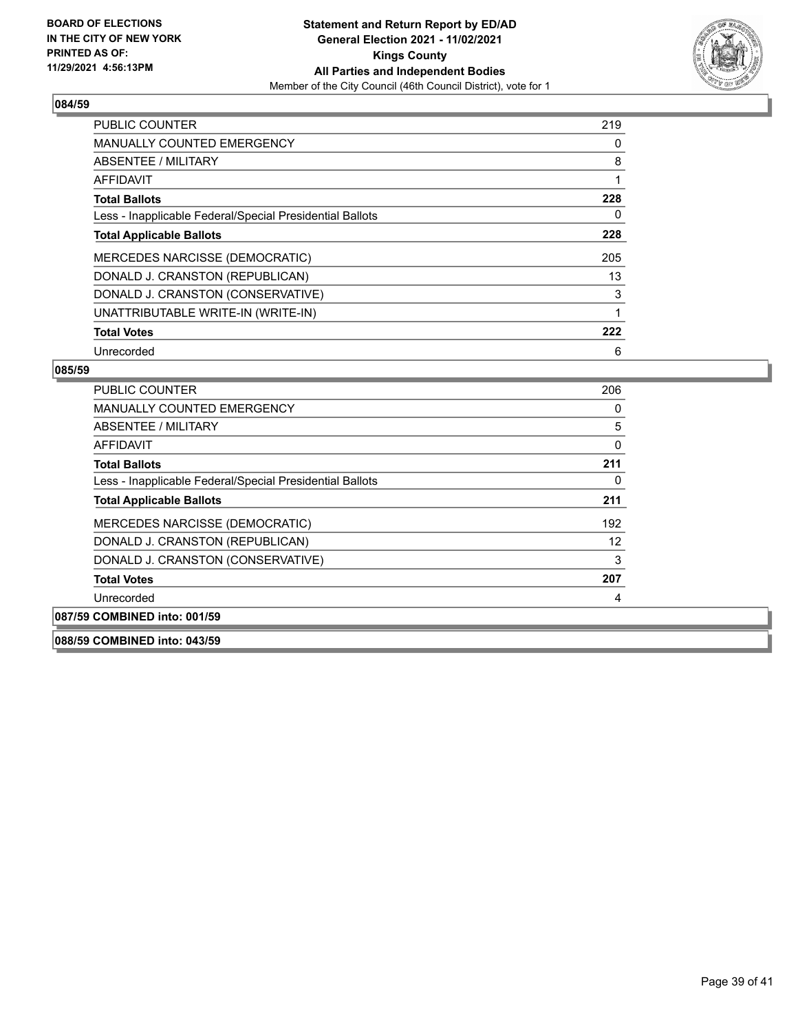**BOARD OF ELECTIONS IN THE CITY OF NEW YORK PRINTED AS OF: 11/29/2021 4:56:13PM**

**Statement and Return Report by ED/AD General Election 2021 - 11/02/2021 Kings County All Parties and Independent Bodies**

Member of the City Council (46th Council District), vote for 1

### 084/59

| | |
|---|---|
| PUBLIC COUNTER | 219 |
| MANUALLY COUNTED EMERGENCY | 0 |
| ABSENTEE / MILITARY | 8 |
| AFFIDAVIT | 1 |
| **Total Ballots** | **228** |
| Less - Inapplicable Federal/Special Presidential Ballots | 0 |
| **Total Applicable Ballots** | **228** |
| MERCEDES NARCISSE (DEMOCRATIC) | 205 |
| DONALD J. CRANSTON (REPUBLICAN) | 13 |
| DONALD J. CRANSTON (CONSERVATIVE) | 3 |
| UNATTRIBUTABLE WRITE-IN (WRITE-IN) | 1 |
| **Total Votes** | **222** |
| Unrecorded | 6 |

### 085/59

| | |
|---|---|
| PUBLIC COUNTER | 206 |
| MANUALLY COUNTED EMERGENCY | 0 |
| ABSENTEE / MILITARY | 5 |
| AFFIDAVIT | 0 |
| **Total Ballots** | **211** |
| Less - Inapplicable Federal/Special Presidential Ballots | 0 |
| **Total Applicable Ballots** | **211** |
| MERCEDES NARCISSE (DEMOCRATIC) | 192 |
| DONALD J. CRANSTON (REPUBLICAN) | 12 |
| DONALD J. CRANSTON (CONSERVATIVE) | 3 |
| **Total Votes** | **207** |
| Unrecorded | 4 |

### 087/59 COMBINED into: 001/59

### 088/59 COMBINED into: 043/59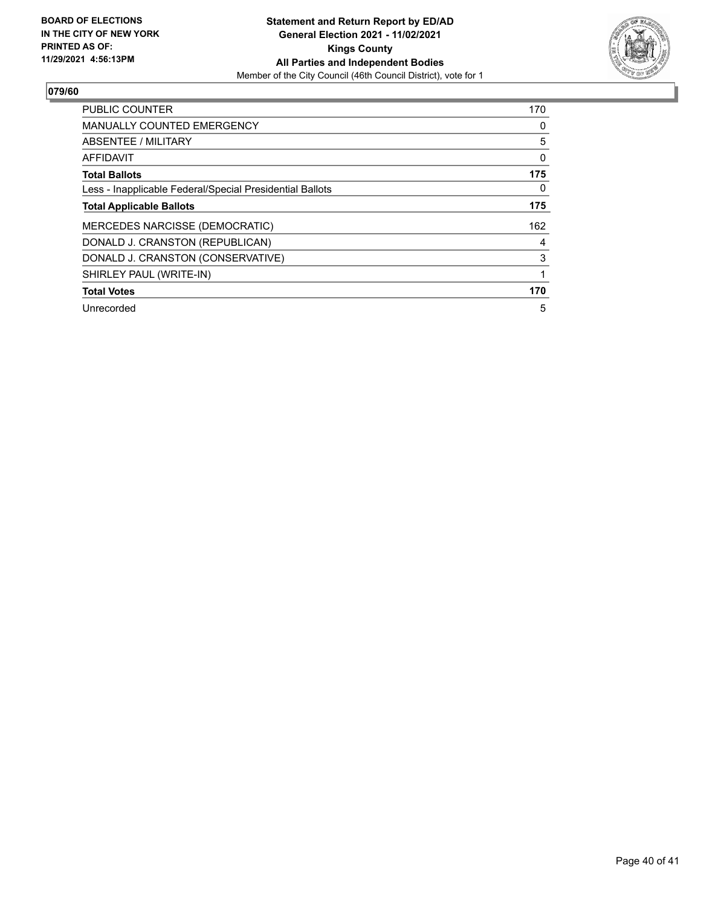**BOARD OF ELECTIONS IN THE CITY OF NEW YORK PRINTED AS OF: 11/29/2021 4:56:13PM**

**Statement and Return Report by ED/AD General Election 2021 - 11/02/2021 Kings County All Parties and Independent Bodies**

Member of the City Council (46th Council District), vote for 1

## 079/60

| | |
|---|---|
| PUBLIC COUNTER | 170 |
| MANUALLY COUNTED EMERGENCY | 0 |
| ABSENTEE / MILITARY | 5 |
| AFFIDAVIT | 0 |
| **Total Ballots** | **175** |
| Less - Inapplicable Federal/Special Presidential Ballots | 0 |
| **Total Applicable Ballots** | **175** |
| MERCEDES NARCISSE (DEMOCRATIC) | 162 |
| DONALD J. CRANSTON (REPUBLICAN) | 4 |
| DONALD J. CRANSTON (CONSERVATIVE) | 3 |
| SHIRLEY PAUL (WRITE-IN) | 1 |
| **Total Votes** | **170** |
| Unrecorded | 5 |